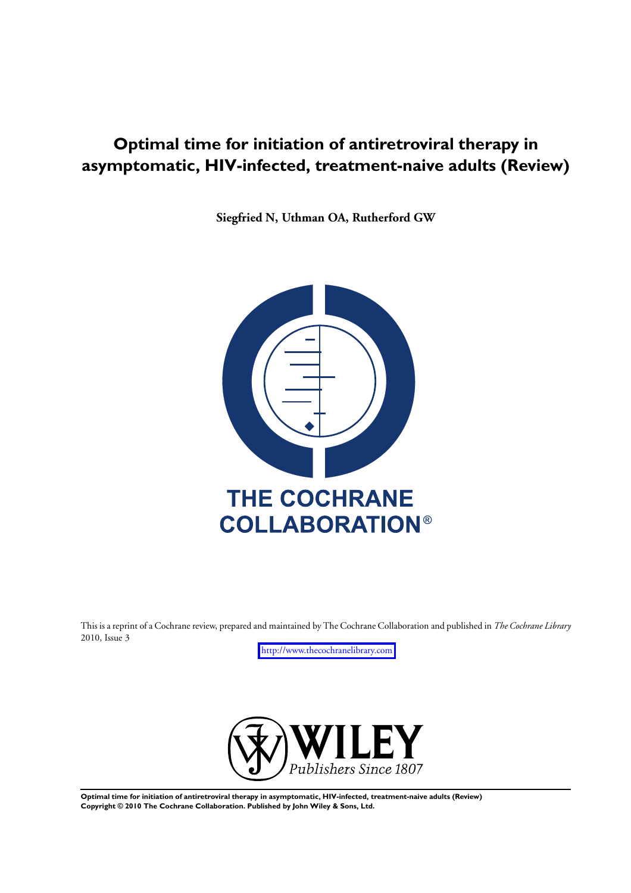# Optimal time for initiation of antiretroviral therapy in asymptomatic, HIV-infected, treatment-naive adults (Review)

**Siegfried N, Uthman OA, Rutherford GW**

THE COCHRANE COLLABORATION®

This is a reprint of a Cochrane review, prepared and maintained by The Cochrane Collaboration and published in *The Cochrane Library* 2010, Issue 3

http://www.thecochranelibrary.com

WILEY
*Publishers Since 1807*

**Optimal time for initiation of antiretroviral therapy in asymptomatic, HIV-infected, treatment-naive adults (Review)**
**Copyright © 2010 The Cochrane Collaboration. Published by John Wiley & Sons, Ltd.**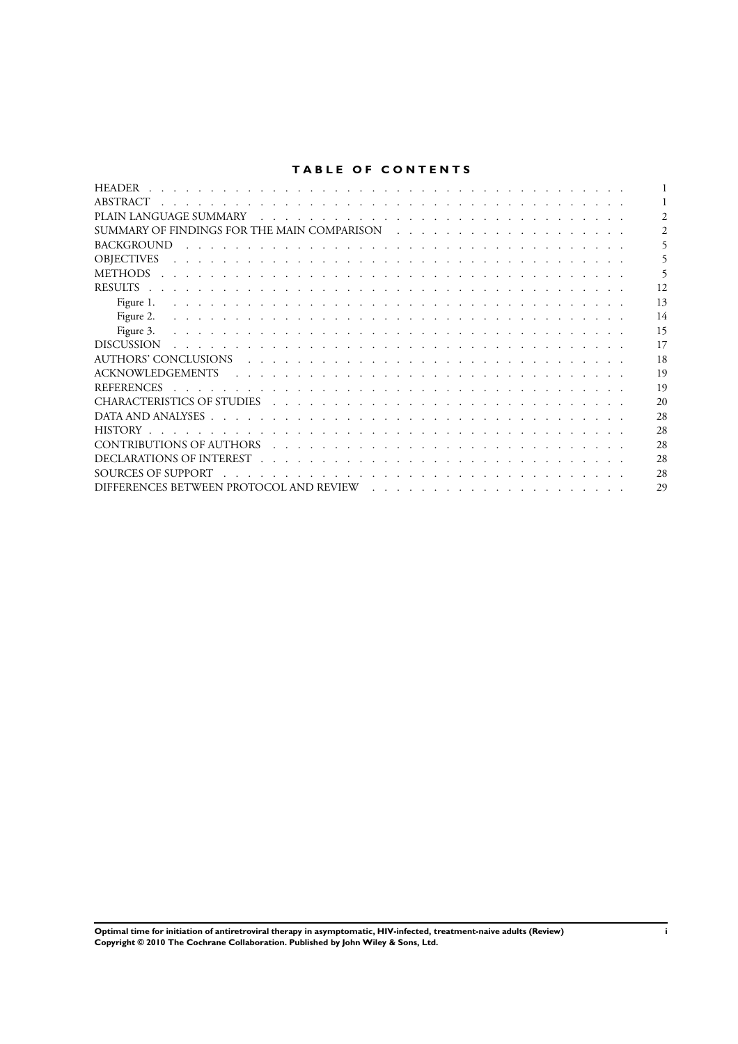# TABLE OF CONTENTS

| | |
|---|---|
| HEADER | 1 |
| ABSTRACT | 1 |
| PLAIN LANGUAGE SUMMARY | 2 |
| SUMMARY OF FINDINGS FOR THE MAIN COMPARISON | 2 |
| BACKGROUND | 5 |
| OBJECTIVES | 5 |
| METHODS | 5 |
| RESULTS | 12 |
| Figure 1. | 13 |
| Figure 2. | 14 |
| Figure 3. | 15 |
| DISCUSSION | 17 |
| AUTHORS' CONCLUSIONS | 18 |
| ACKNOWLEDGEMENTS | 19 |
| REFERENCES | 19 |
| CHARACTERISTICS OF STUDIES | 20 |
| DATA AND ANALYSES | 28 |
| HISTORY | 28 |
| CONTRIBUTIONS OF AUTHORS | 28 |
| DECLARATIONS OF INTEREST | 28 |
| SOURCES OF SUPPORT | 28 |
| DIFFERENCES BETWEEN PROTOCOL AND REVIEW | 29 |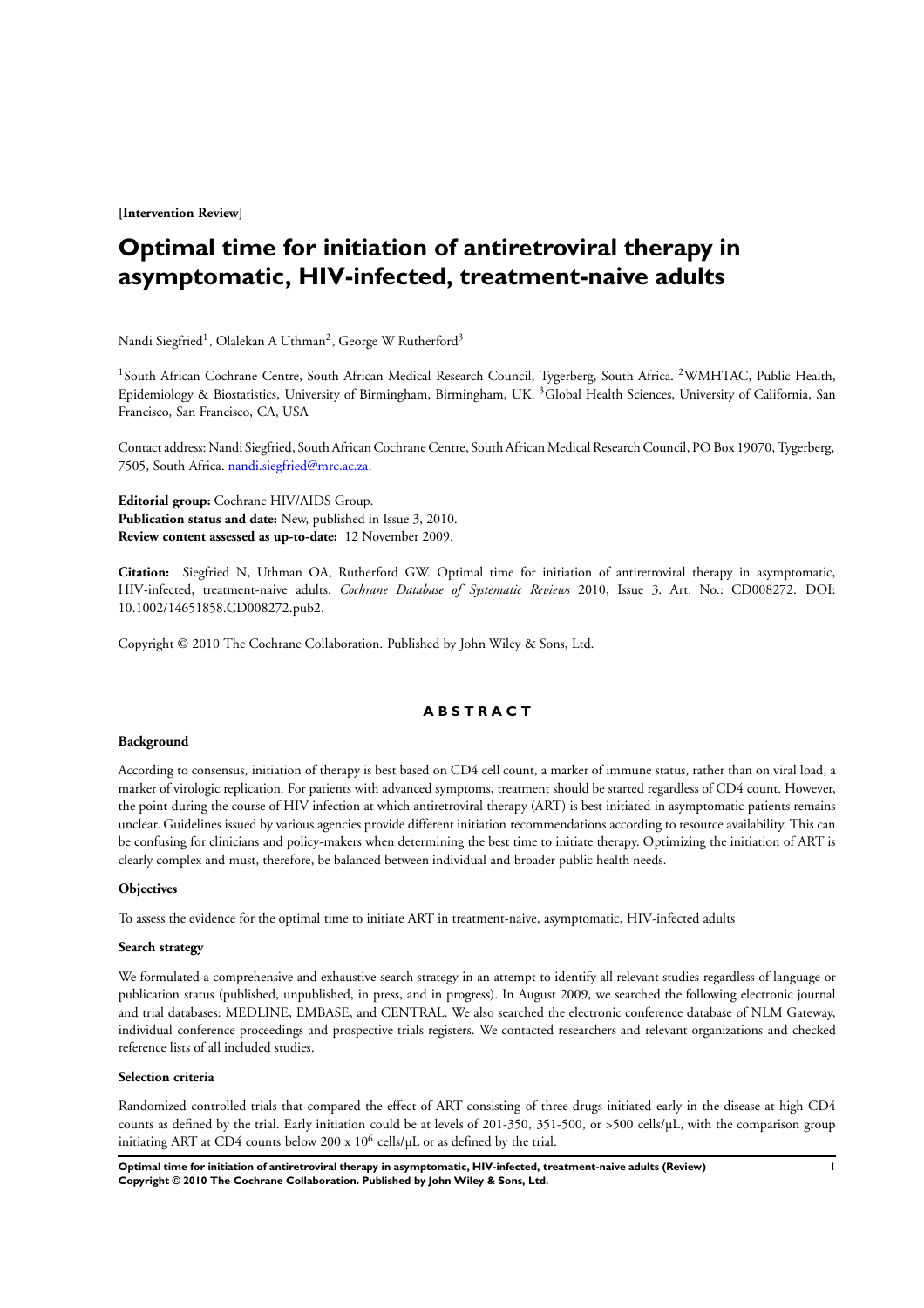**[Intervention Review]**

# Optimal time for initiation of antiretroviral therapy in asymptomatic, HIV-infected, treatment-naive adults

Nandi Siegfried[1], Olalekan A Uthman[2], George W Rutherford[3]

[1]South African Cochrane Centre, South African Medical Research Council, Tygerberg, South Africa. [2]WMHTAC, Public Health, Epidemiology & Biostatistics, University of Birmingham, Birmingham, UK. [3]Global Health Sciences, University of California, San Francisco, San Francisco, CA, USA

Contact address: Nandi Siegfried, South African Cochrane Centre, South African Medical Research Council, PO Box 19070, Tygerberg, 7505, South Africa. nandi.siegfried@mrc.ac.za.

**Editorial group:** Cochrane HIV/AIDS Group.
**Publication status and date:** New, published in Issue 3, 2010.
**Review content assessed as up-to-date:** 12 November 2009.

**Citation:** Siegfried N, Uthman OA, Rutherford GW. Optimal time for initiation of antiretroviral therapy in asymptomatic, HIV-infected, treatment-naive adults. *Cochrane Database of Systematic Reviews* 2010, Issue 3. Art. No.: CD008272. DOI: 10.1002/14651858.CD008272.pub2.

Copyright © 2010 The Cochrane Collaboration. Published by John Wiley & Sons, Ltd.

## ABSTRACT

### Background

According to consensus, initiation of therapy is best based on CD4 cell count, a marker of immune status, rather than on viral load, a marker of virologic replication. For patients with advanced symptoms, treatment should be started regardless of CD4 count. However, the point during the course of HIV infection at which antiretroviral therapy (ART) is best initiated in asymptomatic patients remains unclear. Guidelines issued by various agencies provide different initiation recommendations according to resource availability. This can be confusing for clinicians and policy-makers when determining the best time to initiate therapy. Optimizing the initiation of ART is clearly complex and must, therefore, be balanced between individual and broader public health needs.

### Objectives

To assess the evidence for the optimal time to initiate ART in treatment-naive, asymptomatic, HIV-infected adults

### Search strategy

We formulated a comprehensive and exhaustive search strategy in an attempt to identify all relevant studies regardless of language or publication status (published, unpublished, in press, and in progress). In August 2009, we searched the following electronic journal and trial databases: MEDLINE, EMBASE, and CENTRAL. We also searched the electronic conference database of NLM Gateway, individual conference proceedings and prospective trials registers. We contacted researchers and relevant organizations and checked reference lists of all included studies.

### Selection criteria

Randomized controlled trials that compared the effect of ART consisting of three drugs initiated early in the disease at high CD4 counts as defined by the trial. Early initiation could be at levels of 201-350, 351-500, or >500 cells/µL, with the comparison group initiating ART at CD4 counts below 200 x $10^6$ cells/µL or as defined by the trial.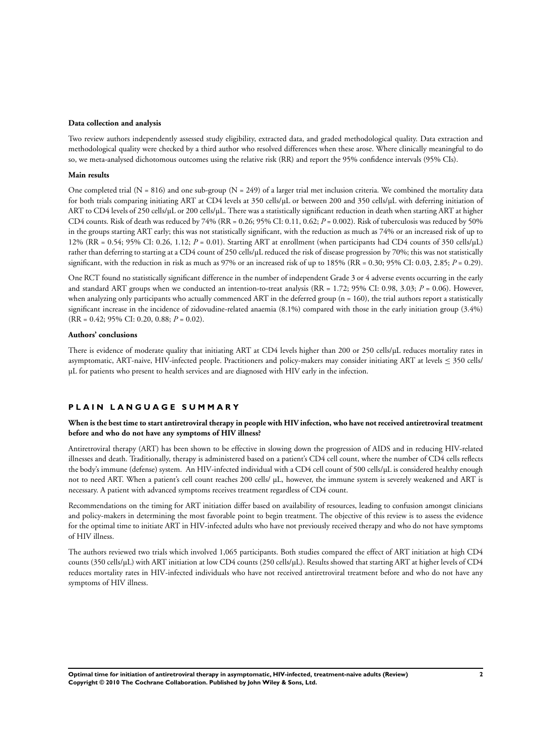**Data collection and analysis**

Two review authors independently assessed study eligibility, extracted data, and graded methodological quality. Data extraction and methodological quality were checked by a third author who resolved differences when these arose. Where clinically meaningful to do so, we meta-analysed dichotomous outcomes using the relative risk (RR) and report the 95% confidence intervals (95% CIs).

**Main results**

One completed trial (N = 816) and one sub-group (N = 249) of a larger trial met inclusion criteria. We combined the mortality data for both trials comparing initiating ART at CD4 levels at 350 cells/µL or between 200 and 350 cells/µL with deferring initiation of ART to CD4 levels of 250 cells/µL or 200 cells/µL. There was a statistically significant reduction in death when starting ART at higher CD4 counts. Risk of death was reduced by 74% (RR = 0.26; 95% CI: 0.11, 0.62; *P* = 0.002). Risk of tuberculosis was reduced by 50% in the groups starting ART early; this was not statistically significant, with the reduction as much as 74% or an increased risk of up to 12% (RR = 0.54; 95% CI: 0.26, 1.12; *P* = 0.01). Starting ART at enrollment (when participants had CD4 counts of 350 cells/µL) rather than deferring to starting at a CD4 count of 250 cells/µL reduced the risk of disease progression by 70%; this was not statistically significant, with the reduction in risk as much as 97% or an increased risk of up to 185% (RR = 0.30; 95% CI: 0.03, 2.85; *P* = 0.29).

One RCT found no statistically significant difference in the number of independent Grade 3 or 4 adverse events occurring in the early and standard ART groups when we conducted an intention-to-treat analysis (RR = 1.72; 95% CI: 0.98, 3.03; *P* = 0.06). However, when analyzing only participants who actually commenced ART in the deferred group (n = 160), the trial authors report a statistically significant increase in the incidence of zidovudine-related anaemia (8.1%) compared with those in the early initiation group (3.4%) (RR = 0.42; 95% CI: 0.20, 0.88; *P* = 0.02).

**Authors' conclusions**

There is evidence of moderate quality that initiating ART at CD4 levels higher than 200 or 250 cells/µL reduces mortality rates in asymptomatic, ART-naive, HIV-infected people. Practitioners and policy-makers may consider initiating ART at levels ≤ 350 cells/µL for patients who present to health services and are diagnosed with HIV early in the infection.

## PLAIN LANGUAGE SUMMARY

**When is the best time to start antiretroviral therapy in people with HIV infection, who have not received antiretroviral treatment before and who do not have any symptoms of HIV illness?**

Antiretroviral therapy (ART) has been shown to be effective in slowing down the progression of AIDS and in reducing HIV-related illnesses and death. Traditionally, therapy is administered based on a patient's CD4 cell count, where the number of CD4 cells reflects the body's immune (defense) system. An HIV-infected individual with a CD4 cell count of 500 cells/µL is considered healthy enough not to need ART. When a patient's cell count reaches 200 cells/ µL, however, the immune system is severely weakened and ART is necessary. A patient with advanced symptoms receives treatment regardless of CD4 count.

Recommendations on the timing for ART initiation differ based on availability of resources, leading to confusion amongst clinicians and policy-makers in determining the most favorable point to begin treatment. The objective of this review is to assess the evidence for the optimal time to initiate ART in HIV-infected adults who have not previously received therapy and who do not have symptoms of HIV illness.

The authors reviewed two trials which involved 1,065 participants. Both studies compared the effect of ART initiation at high CD4 counts (350 cells/µL) with ART initiation at low CD4 counts (250 cells/µL). Results showed that starting ART at higher levels of CD4 reduces mortality rates in HIV-infected individuals who have not received antiretroviral treatment before and who do not have any symptoms of HIV illness.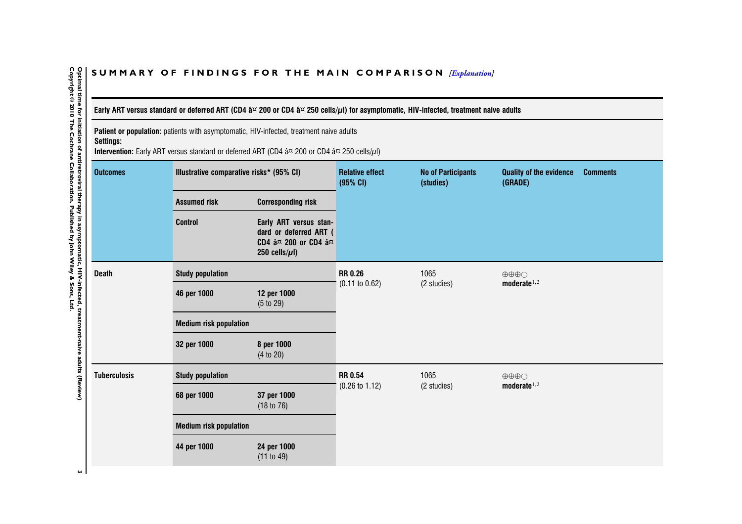## SUMMARY OF FINDINGS FOR THE MAIN COMPARISON *[Explanation]*

**Early ART versus standard or deferred ART (CD4 â¤ 200 or CD4 â¤ 250 cells/µl) for asymptomatic, HIV-infected, treatment naive adults**

**Patient or population:** patients with asymptomatic, HIV-infected, treatment naive adults
**Settings:**
**Intervention:** Early ART versus standard or deferred ART (CD4 â¤ 200 or CD4 â¤ 250 cells/µl)

| Outcomes | Illustrative comparative risks* (95% CI) | | Relative effect (95% CI) | No of Participants (studies) | Quality of the evidence (GRADE) | Comments |
|---|---|---|---|---|---|---|
| | Assumed risk | Corresponding risk | | | | |
| | Control | Early ART versus standard or deferred ART (CD4 â¤ 200 or CD4 â¤ 250 cells/µl) | | | | |
| **Death** | **Study population** | | **RR 0.26** (0.11 to 0.62) | 1065 (2 studies) | ⊕⊕⊕○ **moderate**[1,2] | |
| | **46 per 1000** | **12 per 1000** (5 to 29) | | | | |
| | **Medium risk population** | | | | | |
| | **32 per 1000** | **8 per 1000** (4 to 20) | | | | |
| **Tuberculosis** | **Study population** | | **RR 0.54** (0.26 to 1.12) | 1065 (2 studies) | ⊕⊕⊕○ **moderate**[1,2] | |
| | **68 per 1000** | **37 per 1000** (18 to 76) | | | | |
| | **Medium risk population** | | | | | |
| | **44 per 1000** | **24 per 1000** (11 to 49) | | | | |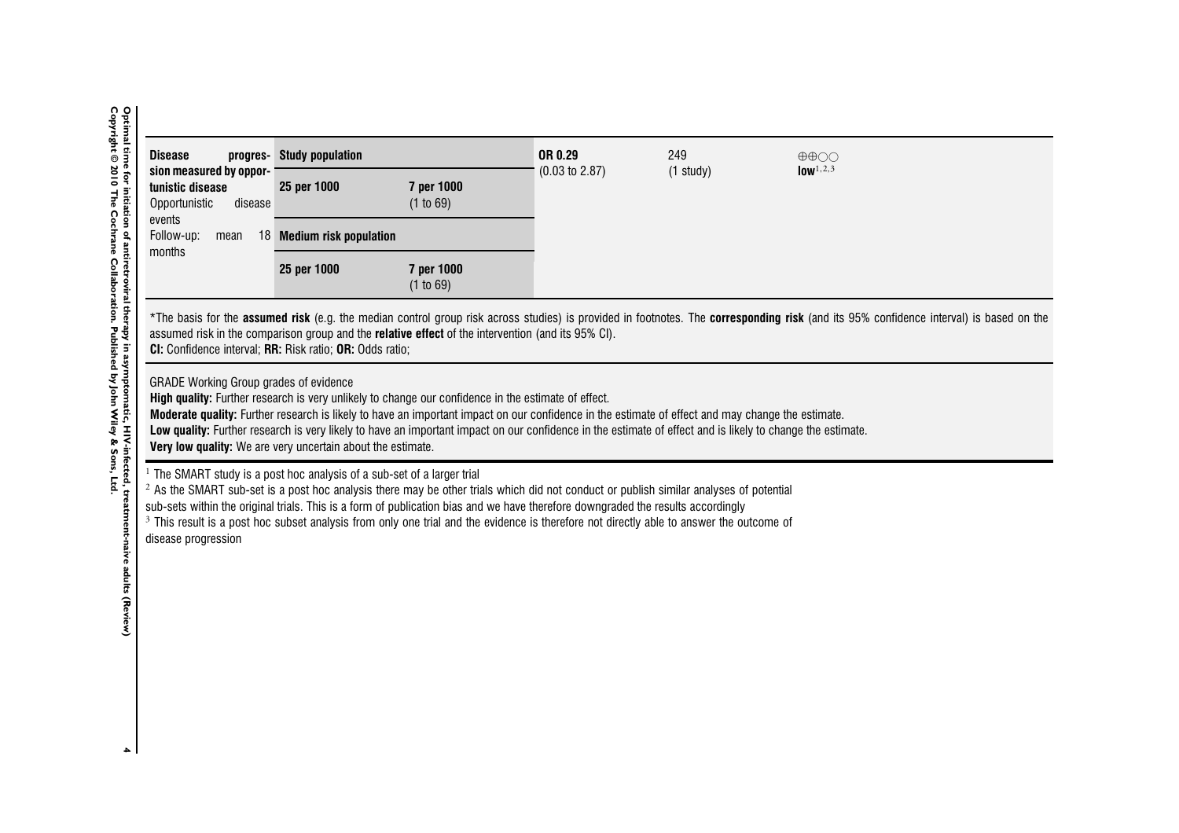| Disease progression measured by opportunistic disease Opportunistic disease events Follow-up: mean 18 months | Study population | | OR 0.29 (0.03 to 2.87) | 249 (1 study) | ⊕⊕○○ **low**[1,2,3] |
|---|---|---|---|---|---|
| | **25 per 1000** | **7 per 1000** (1 to 69) | | | |
| | **Medium risk population** | | | | |
| | **25 per 1000** | **7 per 1000** (1 to 69) | | | |

*The basis for the **assumed risk** (e.g. the median control group risk across studies) is provided in footnotes. The **corresponding risk** (and its 95% confidence interval) is based on the assumed risk in the comparison group and the **relative effect** of the intervention (and its 95% CI).
**CI:** Confidence interval; **RR:** Risk ratio; **OR:** Odds ratio;

GRADE Working Group grades of evidence
**High quality:** Further research is very unlikely to change our confidence in the estimate of effect.
**Moderate quality:** Further research is likely to have an important impact on our confidence in the estimate of effect and may change the estimate.
**Low quality:** Further research is very likely to have an important impact on our confidence in the estimate of effect and is likely to change the estimate.
**Very low quality:** We are very uncertain about the estimate.

[1] The SMART study is a post hoc analysis of a sub-set of a larger trial
[2] As the SMART sub-set is a post hoc analysis there may be other trials which did not conduct or publish similar analyses of potential sub-sets within the original trials. This is a form of publication bias and we have therefore downgraded the results accordingly
[3] This result is a post hoc subset analysis from only one trial and the evidence is therefore not directly able to answer the outcome of disease progression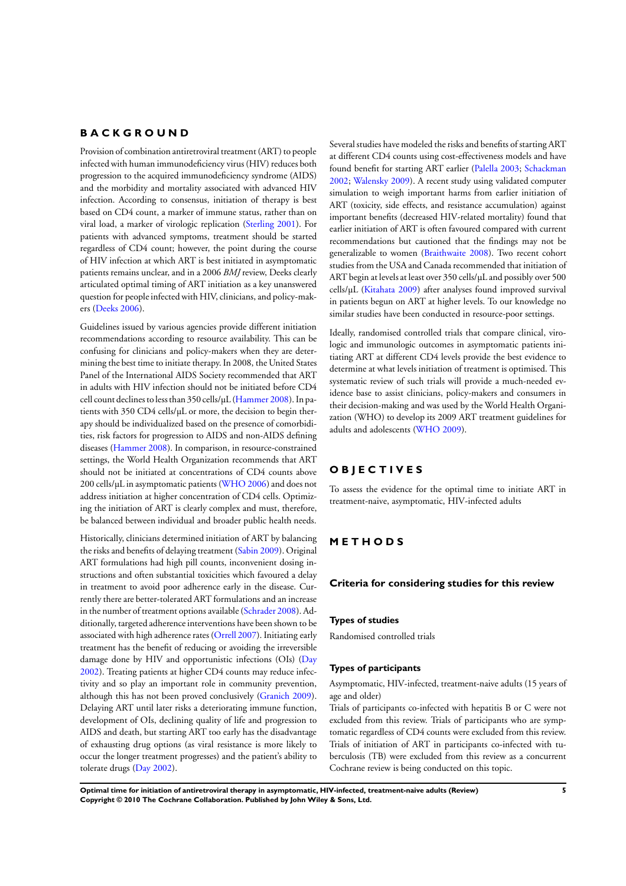# BACKGROUND

Provision of combination antiretroviral treatment (ART) to people infected with human immunodeficiency virus (HIV) reduces both progression to the acquired immunodeficiency syndrome (AIDS) and the morbidity and mortality associated with advanced HIV infection. According to consensus, initiation of therapy is best based on CD4 count, a marker of immune status, rather than on viral load, a marker of virologic replication (Sterling 2001). For patients with advanced symptoms, treatment should be started regardless of CD4 count; however, the point during the course of HIV infection at which ART is best initiated in asymptomatic patients remains unclear, and in a 2006 *BMJ* review, Deeks clearly articulated optimal timing of ART initiation as a key unanswered question for people infected with HIV, clinicians, and policy-makers (Deeks 2006).

Guidelines issued by various agencies provide different initiation recommendations according to resource availability. This can be confusing for clinicians and policy-makers when they are determining the best time to initiate therapy. In 2008, the United States Panel of the International AIDS Society recommended that ART in adults with HIV infection should not be initiated before CD4 cell count declines to less than 350 cells/µL (Hammer 2008). In patients with 350 CD4 cells/µL or more, the decision to begin therapy should be individualized based on the presence of comorbidities, risk factors for progression to AIDS and non-AIDS defining diseases (Hammer 2008). In comparison, in resource-constrained settings, the World Health Organization recommends that ART should not be initiated at concentrations of CD4 counts above 200 cells/µL in asymptomatic patients (WHO 2006) and does not address initiation at higher concentration of CD4 cells. Optimizing the initiation of ART is clearly complex and must, therefore, be balanced between individual and broader public health needs.

Historically, clinicians determined initiation of ART by balancing the risks and benefits of delaying treatment (Sabin 2009). Original ART formulations had high pill counts, inconvenient dosing instructions and often substantial toxicities which favoured a delay in treatment to avoid poor adherence early in the disease. Currently there are better-tolerated ART formulations and an increase in the number of treatment options available (Schrader 2008). Additionally, targeted adherence interventions have been shown to be associated with high adherence rates (Orrell 2007). Initiating early treatment has the benefit of reducing or avoiding the irreversible damage done by HIV and opportunistic infections (OIs) (Day 2002). Treating patients at higher CD4 counts may reduce infectivity and so play an important role in community prevention, although this has not been proved conclusively (Granich 2009). Delaying ART until later risks a deteriorating immune function, development of OIs, declining quality of life and progression to AIDS and death, but starting ART too early has the disadvantage of exhausting drug options (as viral resistance is more likely to occur the longer treatment progresses) and the patient's ability to tolerate drugs (Day 2002).

Several studies have modeled the risks and benefits of starting ART at different CD4 counts using cost-effectiveness models and have found benefit for starting ART earlier (Palella 2003; Schackman 2002; Walensky 2009). A recent study using validated computer simulation to weigh important harms from earlier initiation of ART (toxicity, side effects, and resistance accumulation) against important benefits (decreased HIV-related mortality) found that earlier initiation of ART is often favoured compared with current recommendations but cautioned that the findings may not be generalizable to women (Braithwaite 2008). Two recent cohort studies from the USA and Canada recommended that initiation of ART begin at levels at least over 350 cells/µL and possibly over 500 cells/µL (Kitahata 2009) after analyses found improved survival in patients begun on ART at higher levels. To our knowledge no similar studies have been conducted in resource-poor settings.

Ideally, randomised controlled trials that compare clinical, virologic and immunologic outcomes in asymptomatic patients initiating ART at different CD4 levels provide the best evidence to determine at what levels initiation of treatment is optimised. This systematic review of such trials will provide a much-needed evidence base to assist clinicians, policy-makers and consumers in their decision-making and was used by the World Health Organization (WHO) to develop its 2009 ART treatment guidelines for adults and adolescents (WHO 2009).

# OBJECTIVES

To assess the evidence for the optimal time to initiate ART in treatment-naive, asymptomatic, HIV-infected adults

# METHODS

## Criteria for considering studies for this review

### Types of studies

Randomised controlled trials

### Types of participants

Asymptomatic, HIV-infected, treatment-naive adults (15 years of age and older)

Trials of participants co-infected with hepatitis B or C were not excluded from this review. Trials of participants who are symptomatic regardless of CD4 counts were excluded from this review. Trials of initiation of ART in participants co-infected with tuberculosis (TB) were excluded from this review as a concurrent Cochrane review is being conducted on this topic.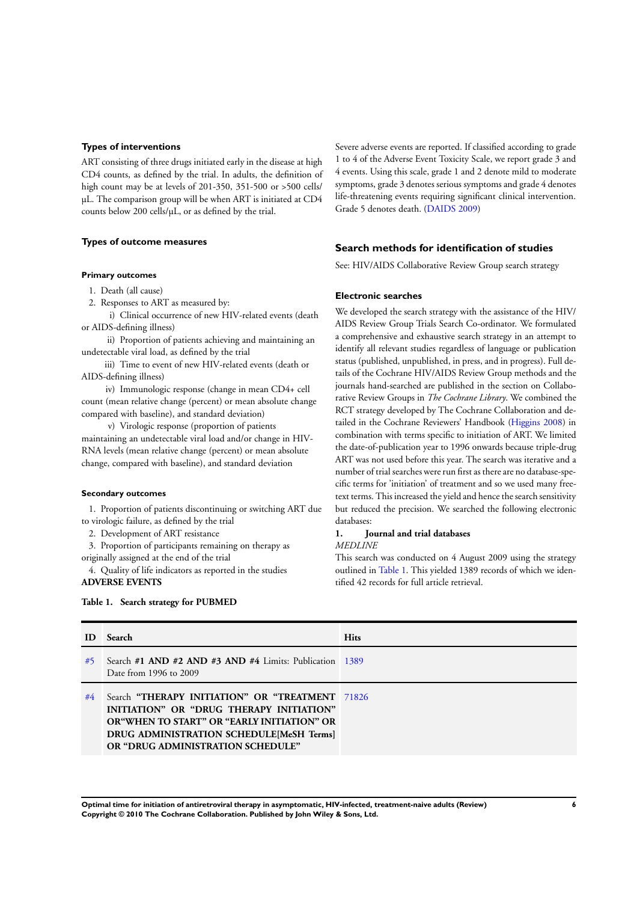### Types of interventions

ART consisting of three drugs initiated early in the disease at high CD4 counts, as defined by the trial. In adults, the definition of high count may be at levels of 201-350, 351-500 or >500 cells/µL. The comparison group will be when ART is initiated at CD4 counts below 200 cells/µL, or as defined by the trial.

### Types of outcome measures

#### Primary outcomes

1. Death (all cause)
2. Responses to ART as measured by:

   i) Clinical occurrence of new HIV-related events (death or AIDS-defining illness)

   ii) Proportion of patients achieving and maintaining an undetectable viral load, as defined by the trial

   iii) Time to event of new HIV-related events (death or AIDS-defining illness)

   iv) Immunologic response (change in mean CD4+ cell count (mean relative change (percent) or mean absolute change compared with baseline), and standard deviation)

   v) Virologic response (proportion of patients maintaining an undetectable viral load and/or change in HIV-RNA levels (mean relative change (percent) or mean absolute change, compared with baseline), and standard deviation

#### Secondary outcomes

1. Proportion of patients discontinuing or switching ART due to virologic failure, as defined by the trial
2. Development of ART resistance
3. Proportion of participants remaining on therapy as originally assigned at the end of the trial
4. Quality of life indicators as reported in the studies

**ADVERSE EVENTS**

Severe adverse events are reported. If classified according to grade 1 to 4 of the Adverse Event Toxicity Scale, we report grade 3 and 4 events. Using this scale, grade 1 and 2 denote mild to moderate symptoms, grade 3 denotes serious symptoms and grade 4 denotes life-threatening events requiring significant clinical intervention. Grade 5 denotes death. (DAIDS 2009)

## Search methods for identification of studies

See: HIV/AIDS Collaborative Review Group search strategy

### Electronic searches

We developed the search strategy with the assistance of the HIV/AIDS Review Group Trials Search Co-ordinator. We formulated a comprehensive and exhaustive search strategy in an attempt to identify all relevant studies regardless of language or publication status (published, unpublished, in press, and in progress). Full details of the Cochrane HIV/AIDS Review Group methods and the journals hand-searched are published in the section on Collaborative Review Groups in *The Cochrane Library*. We combined the RCT strategy developed by The Cochrane Collaboration and detailed in the Cochrane Reviewers' Handbook (Higgins 2008) in combination with terms specific to initiation of ART. We limited the date-of-publication year to 1996 onwards because triple-drug ART was not used before this year. The search was iterative and a number of trial searches were run first as there are no database-specific terms for 'initiation' of treatment and so we used many free-text terms. This increased the yield and hence the search sensitivity but reduced the precision. We searched the following electronic databases:

**1. Journal and trial databases**

*MEDLINE*

This search was conducted on 4 August 2009 using the strategy outlined in Table 1. This yielded 1389 records of which we identified 42 records for full article retrieval.

**Table 1. Search strategy for PUBMED**

| ID | Search | Hits |
|---|---|---|
| #5 | Search **#1 AND #2 AND #3 AND #4** Limits: Publication Date from 1996 to 2009 | 1389 |
| #4 | Search **"THERAPY INITIATION" OR "TREATMENT INITIATION" OR "DRUG THERAPY INITIATION" OR"WHEN TO START" OR "EARLY INITIATION" OR DRUG ADMINISTRATION SCHEDULE[MeSH Terms] OR "DRUG ADMINISTRATION SCHEDULE"** | 71826 |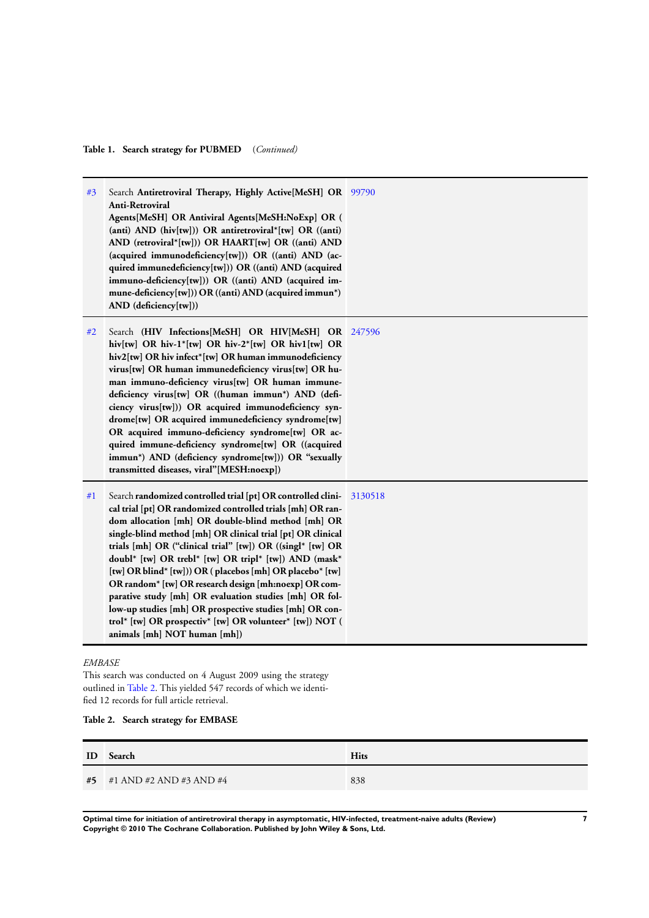**Table 1. Search strategy for PUBMED** *(Continued)*

| | | |
|---|---|---|
| #3 | Search **Antiretroviral Therapy, Highly Active[MeSH] OR Anti-Retroviral Agents[MeSH] OR Antiviral Agents[MeSH:NoExp] OR ((anti) AND (hiv[tw])) OR antiretroviral*[tw] OR ((anti) AND (retroviral*[tw])) OR HAART[tw] OR ((anti) AND (acquired immunodeficiency[tw])) OR ((anti) AND (acquired immunedeficiency[tw])) OR ((anti) AND (acquired immuno-deficiency[tw])) OR ((anti) AND (acquired immune-deficiency[tw])) OR ((anti) AND (acquired immun*) AND (deficiency[tw]))** | 99790 |
| #2 | Search **(HIV Infections[MeSH] OR HIV[MeSH] OR hiv[tw] OR hiv-1*[tw] OR hiv-2*[tw] OR hiv1[tw] OR hiv2[tw] OR hiv infect*[tw] OR human immunodeficiency virus[tw] OR human immunedeficiency virus[tw] OR human immuno-deficiency virus[tw] OR human immune-deficiency virus[tw] OR ((human immun*) AND (deficiency virus[tw])) OR acquired immunodeficiency syndrome[tw] OR acquired immunedeficiency syndrome[tw] OR acquired immuno-deficiency syndrome[tw] OR acquired immune-deficiency syndrome[tw] OR ((acquired immun*) AND (deficiency syndrome[tw])) OR "sexually transmitted diseases, viral"[MESH:noexp])** | 247596 |
| #1 | Search **randomized controlled trial [pt] OR controlled clinical trial [pt] OR randomized controlled trials [mh] OR random allocation [mh] OR double-blind method [mh] OR single-blind method [mh] OR clinical trial [pt] OR clinical trials [mh] OR ("clinical trial" [tw]) OR ((singl* [tw] OR doubl* [tw] OR trebl* [tw] OR tripl* [tw]) AND (mask* [tw] OR blind* [tw])) OR ( placebos [mh] OR placebo* [tw] OR random* [tw] OR research design [mh:noexp] OR comparative study [mh] OR evaluation studies [mh] OR follow-up studies [mh] OR prospective studies [mh] OR control* [tw] OR prospectiv* [tw] OR volunteer* [tw]) NOT ( animals [mh] NOT human [mh])** | 3130518 |

*EMBASE*

This search was conducted on 4 August 2009 using the strategy outlined in Table 2. This yielded 547 records of which we identified 12 records for full article retrieval.

**Table 2. Search strategy for EMBASE**

| ID | Search | Hits |
|---|---|---|
| #5 | #1 AND #2 AND #3 AND #4 | 838 |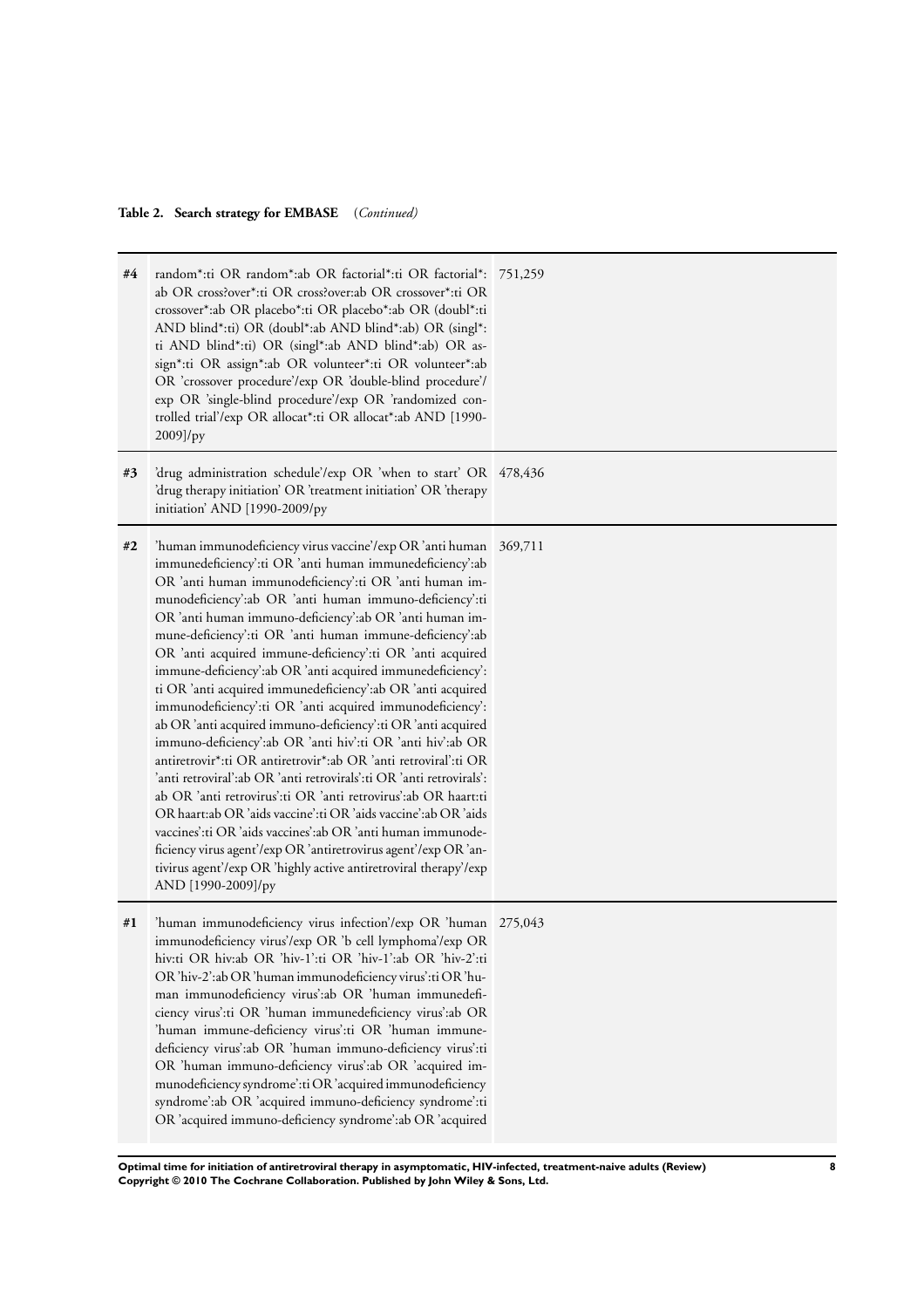**Table 2. Search strategy for EMBASE** *(Continued)*

| | | |
|---|---|---|
| #4 | random*:ti OR random*:ab OR factorial*:ti OR factorial*: ab OR cross?over*:ti OR cross?over:ab OR crossover*:ti OR crossover*:ab OR placebo*:ti OR placebo*:ab OR (doubl*:ti AND blind*:ti) OR (doubl*:ab AND blind*:ab) OR (singl*: ti AND blind*:ti) OR (singl*:ab AND blind*:ab) OR assign*:ti OR assign*:ab OR volunteer*:ti OR volunteer*:ab OR 'crossover procedure'/exp OR 'double-blind procedure'/ exp OR 'single-blind procedure'/exp OR 'randomized controlled trial'/exp OR allocat*:ti OR allocat*:ab AND [1990-2009]/py | 751,259 |
| #3 | 'drug administration schedule'/exp OR 'when to start' OR 'drug therapy initiation' OR 'treatment initiation' OR 'therapy initiation' AND [1990-2009/py | 478,436 |
| #2 | 'human immunodeficiency virus vaccine'/exp OR 'anti human immunedeficiency':ti OR 'anti human immunedeficiency':ab OR 'anti human immunodeficiency':ti OR 'anti human immunodeficiency':ab OR 'anti human immuno-deficiency':ti OR 'anti human immuno-deficiency':ab OR 'anti human immune-deficiency':ti OR 'anti human immune-deficiency':ab OR 'anti acquired immune-deficiency':ti OR 'anti acquired immune-deficiency':ab OR 'anti acquired immunedeficiency': ti OR 'anti acquired immunedeficiency':ab OR 'anti acquired immunodeficiency':ti OR 'anti acquired immunodeficiency': ab OR 'anti acquired immuno-deficiency':ti OR 'anti acquired immuno-deficiency':ab OR 'anti hiv':ti OR 'anti hiv':ab OR antiretrovir*:ti OR antiretrovir*:ab OR 'anti retroviral':ti OR 'anti retroviral':ab OR 'anti retrovirals':ti OR 'anti retrovirals': ab OR 'anti retrovirus':ti OR 'anti retrovirus':ab OR haart:ti OR haart:ab OR 'aids vaccine':ti OR 'aids vaccine':ab OR 'aids vaccines':ti OR 'aids vaccines':ab OR 'anti human immunodeficiency virus agent'/exp OR 'antiretrovirus agent'/exp OR 'antivirus agent'/exp OR 'highly active antiretroviral therapy'/exp AND [1990-2009]/py | 369,711 |
| #1 | 'human immunodeficiency virus infection'/exp OR 'human immunodeficiency virus'/exp OR 'b cell lymphoma'/exp OR hiv:ti OR hiv:ab OR 'hiv-1':ti OR 'hiv-1':ab OR 'hiv-2':ti OR 'hiv-2':ab OR 'human immunodeficiency virus':ti OR 'human immunodeficiency virus':ab OR 'human immunedeficiency virus':ti OR 'human immunedeficiency virus':ab OR 'human immune-deficiency virus':ti OR 'human immune-deficiency virus':ab OR 'human immuno-deficiency virus':ti OR 'human immuno-deficiency virus':ab OR 'acquired immunodeficiency syndrome':ti OR 'acquired immunodeficiency syndrome':ab OR 'acquired immuno-deficiency syndrome':ti OR 'acquired immuno-deficiency syndrome':ab OR 'acquired | 275,043 |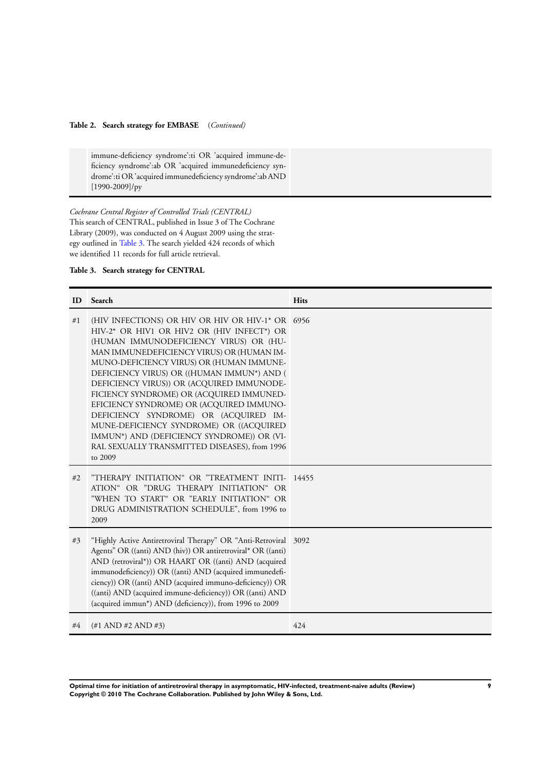**Table 2. Search strategy for EMBASE** *(Continued)*

| | |
|---|---|
| | immune-deficiency syndrome':ti OR 'acquired immune-deficiency syndrome':ab OR 'acquired immunedeficiency syndrome':ti OR 'acquired immunedeficiency syndrome':ab AND [1990-2009]/py |

*Cochrane Central Register of Controlled Trials (CENTRAL)*

This search of CENTRAL, published in Issue 3 of The Cochrane Library (2009), was conducted on 4 August 2009 using the strategy outlined in Table 3. The search yielded 424 records of which we identified 11 records for full article retrieval.

**Table 3. Search strategy for CENTRAL**

| ID | Search | Hits |
|---|---|---|
| #1 | (HIV INFECTIONS) OR HIV OR HIV OR HIV-1* OR HIV-2* OR HIV1 OR HIV2 OR (HIV INFECT*) OR (HUMAN IMMUNODEFICIENCY VIRUS) OR (HUMAN IMMUNEDEFICIENCY VIRUS) OR (HUMAN IMMUNO-DEFICIENCY VIRUS) OR (HUMAN IMMUNE-DEFICIENCY VIRUS) OR ((HUMAN IMMUN*) AND ( DEFICIENCY VIRUS)) OR (ACQUIRED IMMUNODEFICIENCY SYNDROME) OR (ACQUIRED IMMUNEDEFICIENCY SYNDROME) OR (ACQUIRED IMMUNO-DEFICIENCY SYNDROME) OR (ACQUIRED IMMUNE-DEFICIENCY SYNDROME) OR ((ACQUIRED IMMUN*) AND (DEFICIENCY SYNDROME)) OR (VIRAL SEXUALLY TRANSMITTED DISEASES), from 1996 to 2009 | 6956 |
| #2 | "THERAPY INITIATION" OR "TREATMENT INITIATION" OR "DRUG THERAPY INITIATION" OR "WHEN TO START" OR "EARLY INITIATION" OR DRUG ADMINISTRATION SCHEDULE", from 1996 to 2009 | 14455 |
| #3 | "Highly Active Antiretroviral Therapy" OR "Anti-Retroviral Agents" OR ((anti) AND (hiv)) OR antiretroviral* OR ((anti) AND (retroviral*)) OR HAART OR ((anti) AND (acquired immunodeficiency)) OR ((anti) AND (acquired immunedeficiency)) OR ((anti) AND (acquired immuno-deficiency)) OR ((anti) AND (acquired immune-deficiency)) OR ((anti) AND (acquired immun*) AND (deficiency)), from 1996 to 2009 | 3092 |
| #4 | (#1 AND #2 AND #3) | 424 |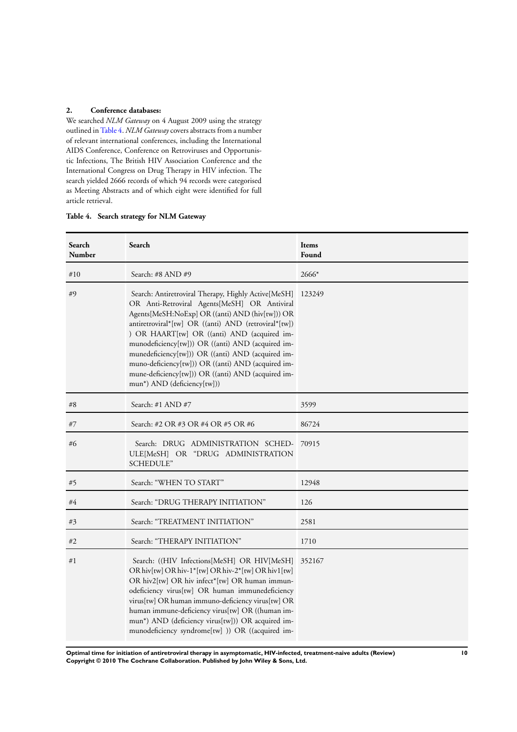**2. Conference databases:**

We searched *NLM Gateway* on 4 August 2009 using the strategy outlined in Table 4. *NLM Gateway* covers abstracts from a number of relevant international conferences, including the International AIDS Conference, Conference on Retroviruses and Opportunistic Infections, The British HIV Association Conference and the International Congress on Drug Therapy in HIV infection. The search yielded 2666 records of which 94 records were categorised as Meeting Abstracts and of which eight were identified for full article retrieval.

**Table 4. Search strategy for NLM Gateway**

| Search Number | Search | Items Found |
|---|---|---|
| #10 | Search: #8 AND #9 | 2666* |
| #9 | Search: Antiretroviral Therapy, Highly Active[MeSH] OR Anti-Retroviral Agents[MeSH] OR Antiviral Agents[MeSH:NoExp] OR ((anti) AND (hiv[tw])) OR antiretroviral*[tw] OR ((anti) AND (retroviral*[tw]) ) OR HAART[tw] OR ((anti) AND (acquired immunodeficiency[tw])) OR ((anti) AND (acquired immunedeficiency[tw])) OR ((anti) AND (acquired immuno-deficiency[tw])) OR ((anti) AND (acquired immune-deficiency[tw])) OR ((anti) AND (acquired immun*) AND (deficiency[tw])) | 123249 |
| #8 | Search: #1 AND #7 | 3599 |
| #7 | Search: #2 OR #3 OR #4 OR #5 OR #6 | 86724 |
| #6 | Search: DRUG ADMINISTRATION SCHEDULE[MeSH] OR "DRUG ADMINISTRATION SCHEDULE" | 70915 |
| #5 | Search: "WHEN TO START" | 12948 |
| #4 | Search: "DRUG THERAPY INITIATION" | 126 |
| #3 | Search: "TREATMENT INITIATION" | 2581 |
| #2 | Search: "THERAPY INITIATION" | 1710 |
| #1 | Search: ((HIV Infections[MeSH] OR HIV[MeSH] OR hiv[tw] OR hiv-1*[tw] OR hiv-2*[tw] OR hiv1[tw] OR hiv2[tw] OR hiv infect*[tw] OR human immunodeficiency virus[tw] OR human immunedeficiency virus[tw] OR human immuno-deficiency virus[tw] OR human immune-deficiency virus[tw] OR ((human immun*) AND (deficiency virus[tw])) OR acquired immunodeficiency syndrome[tw] )) OR ((acquired im- | 352167 |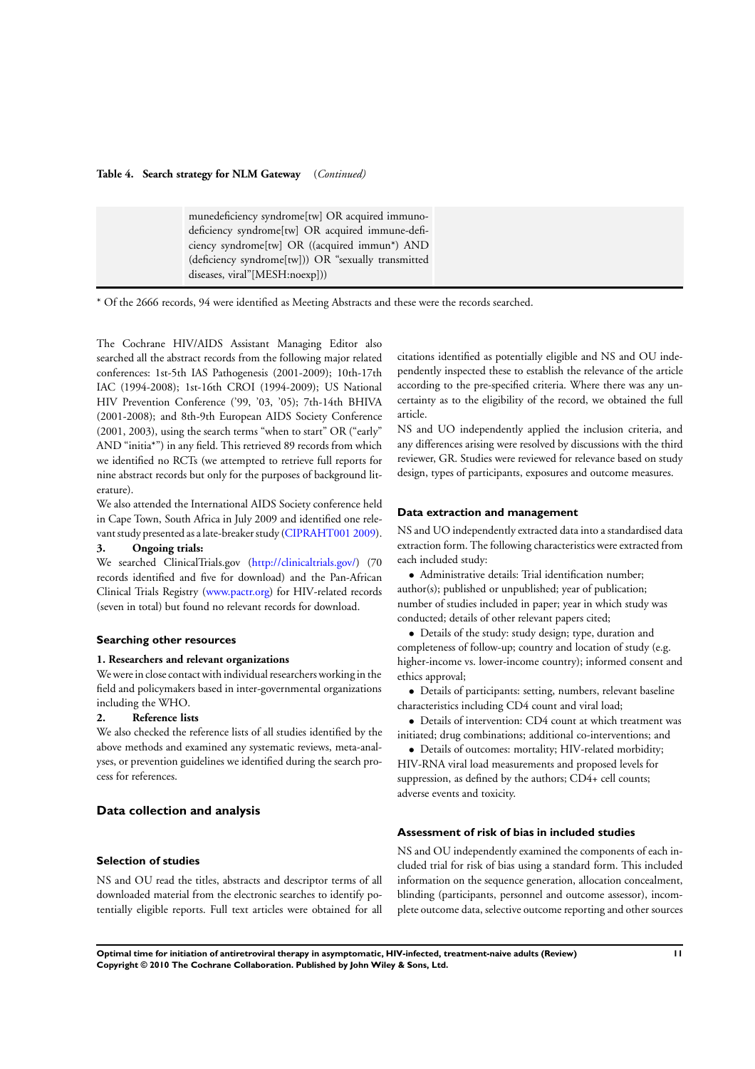**Table 4. Search strategy for NLM Gateway** *(Continued)*

| | | |
|---|---|---|
| | munedeficiency syndrome[tw] OR acquired immunodeficiency syndrome[tw] OR acquired immune-deficiency syndrome[tw] OR ((acquired immun*) AND (deficiency syndrome[tw])) OR "sexually transmitted diseases, viral"[MESH:noexp])) | |

* Of the 2666 records, 94 were identified as Meeting Abstracts and these were the records searched.

The Cochrane HIV/AIDS Assistant Managing Editor also searched all the abstract records from the following major related conferences: 1st-5th IAS Pathogenesis (2001-2009); 10th-17th IAC (1994-2008); 1st-16th CROI (1994-2009); US National HIV Prevention Conference ('99, '03, '05); 7th-14th BHIVA (2001-2008); and 8th-9th European AIDS Society Conference (2001, 2003), using the search terms "when to start" OR ("early" AND "initia*") in any field. This retrieved 89 records from which we identified no RCTs (we attempted to retrieve full reports for nine abstract records but only for the purposes of background literature).

We also attended the International AIDS Society conference held in Cape Town, South Africa in July 2009 and identified one relevant study presented as a late-breaker study (CIPRAHT001 2009).

**3. Ongoing trials:**

We searched ClinicalTrials.gov (http://clinicaltrials.gov/) (70 records identified and five for download) and the Pan-African Clinical Trials Registry (www.pactr.org) for HIV-related records (seven in total) but found no relevant records for download.

### Searching other resources

**1. Researchers and relevant organizations**

We were in close contact with individual researchers working in the field and policymakers based in inter-governmental organizations including the WHO.

**2. Reference lists**

We also checked the reference lists of all studies identified by the above methods and examined any systematic reviews, meta-analyses, or prevention guidelines we identified during the search process for references.

## Data collection and analysis

### Selection of studies

NS and OU read the titles, abstracts and descriptor terms of all downloaded material from the electronic searches to identify potentially eligible reports. Full text articles were obtained for all citations identified as potentially eligible and NS and OU independently inspected these to establish the relevance of the article according to the pre-specified criteria. Where there was any uncertainty as to the eligibility of the record, we obtained the full article.

NS and UO independently applied the inclusion criteria, and any differences arising were resolved by discussions with the third reviewer, GR. Studies were reviewed for relevance based on study design, types of participants, exposures and outcome measures.

### Data extraction and management

NS and UO independently extracted data into a standardised data extraction form. The following characteristics were extracted from each included study:

- Administrative details: Trial identification number; author(s); published or unpublished; year of publication; number of studies included in paper; year in which study was conducted; details of other relevant papers cited;
- Details of the study: study design; type, duration and completeness of follow-up; country and location of study (e.g. higher-income vs. lower-income country); informed consent and ethics approval;
- Details of participants: setting, numbers, relevant baseline characteristics including CD4 count and viral load;
- Details of intervention: CD4 count at which treatment was initiated; drug combinations; additional co-interventions; and
- Details of outcomes: mortality; HIV-related morbidity; HIV-RNA viral load measurements and proposed levels for suppression, as defined by the authors; CD4+ cell counts; adverse events and toxicity.

### Assessment of risk of bias in included studies

NS and OU independently examined the components of each included trial for risk of bias using a standard form. This included information on the sequence generation, allocation concealment, blinding (participants, personnel and outcome assessor), incomplete outcome data, selective outcome reporting and other sources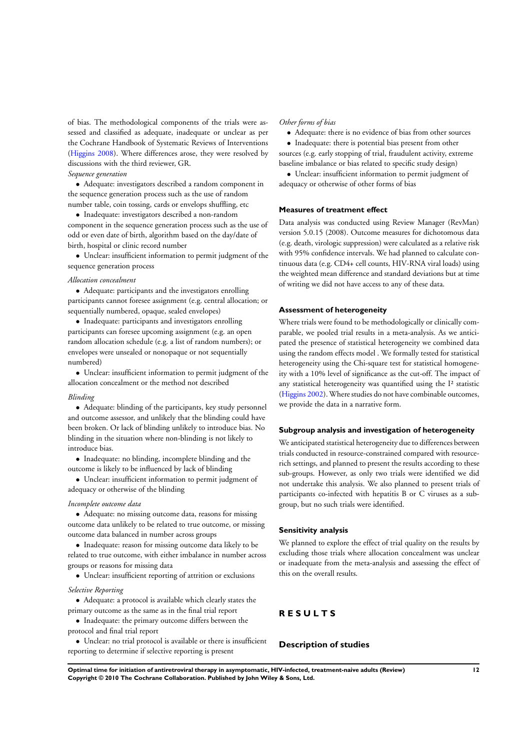of bias. The methodological components of the trials were assessed and classified as adequate, inadequate or unclear as per the Cochrane Handbook of Systematic Reviews of Interventions (Higgins 2008). Where differences arose, they were resolved by discussions with the third reviewer, GR.

*Sequence generation*

- Adequate: investigators described a random component in the sequence generation process such as the use of random number table, coin tossing, cards or envelops shuffling, etc
- Inadequate: investigators described a non-random component in the sequence generation process such as the use of odd or even date of birth, algorithm based on the day/date of birth, hospital or clinic record number
- Unclear: insufficient information to permit judgment of the sequence generation process

*Allocation concealment*

- Adequate: participants and the investigators enrolling participants cannot foresee assignment (e.g. central allocation; or sequentially numbered, opaque, sealed envelopes)
- Inadequate: participants and investigators enrolling participants can foresee upcoming assignment (e.g. an open random allocation schedule (e.g. a list of random numbers); or envelopes were unsealed or nonopaque or not sequentially numbered)
- Unclear: insufficient information to permit judgment of the allocation concealment or the method not described

*Blinding*

- Adequate: blinding of the participants, key study personnel and outcome assessor, and unlikely that the blinding could have been broken. Or lack of blinding unlikely to introduce bias. No blinding in the situation where non-blinding is not likely to introduce bias.
- Inadequate: no blinding, incomplete blinding and the outcome is likely to be influenced by lack of blinding
- Unclear: insufficient information to permit judgment of adequacy or otherwise of the blinding

*Incomplete outcome data*

- Adequate: no missing outcome data, reasons for missing outcome data unlikely to be related to true outcome, or missing outcome data balanced in number across groups
- Inadequate: reason for missing outcome data likely to be related to true outcome, with either imbalance in number across groups or reasons for missing data
- Unclear: insufficient reporting of attrition or exclusions

*Selective Reporting*

- Adequate: a protocol is available which clearly states the primary outcome as the same as in the final trial report
- Inadequate: the primary outcome differs between the protocol and final trial report
- Unclear: no trial protocol is available or there is insufficient reporting to determine if selective reporting is present

*Other forms of bias*

- Adequate: there is no evidence of bias from other sources
- Inadequate: there is potential bias present from other sources (e.g. early stopping of trial, fraudulent activity, extreme baseline imbalance or bias related to specific study design)
- Unclear: insufficient information to permit judgment of adequacy or otherwise of other forms of bias

### Measures of treatment effect

Data analysis was conducted using Review Manager (RevMan) version 5.0.15 (2008). Outcome measures for dichotomous data (e.g. death, virologic suppression) were calculated as a relative risk with 95% confidence intervals. We had planned to calculate continuous data (e.g. CD4+ cell counts, HIV-RNA viral loads) using the weighted mean difference and standard deviations but at time of writing we did not have access to any of these data.

### Assessment of heterogeneity

Where trials were found to be methodologically or clinically comparable, we pooled trial results in a meta-analysis. As we anticipated the presence of statistical heterogeneity we combined data using the random effects model . We formally tested for statistical heterogeneity using the Chi-square test for statistical homogeneity with a 10% level of significance as the cut-off. The impact of any statistical heterogeneity was quantified using the $I^2$ statistic (Higgins 2002). Where studies do not have combinable outcomes, we provide the data in a narrative form.

### Subgroup analysis and investigation of heterogeneity

We anticipated statistical heterogeneity due to differences between trials conducted in resource-constrained compared with resource-rich settings, and planned to present the results according to these sub-groups. However, as only two trials were identified we did not undertake this analysis. We also planned to present trials of participants co-infected with hepatitis B or C viruses as a subgroup, but no such trials were identified.

### Sensitivity analysis

We planned to explore the effect of trial quality on the results by excluding those trials where allocation concealment was unclear or inadequate from the meta-analysis and assessing the effect of this on the overall results.

# RESULTS

### Description of studies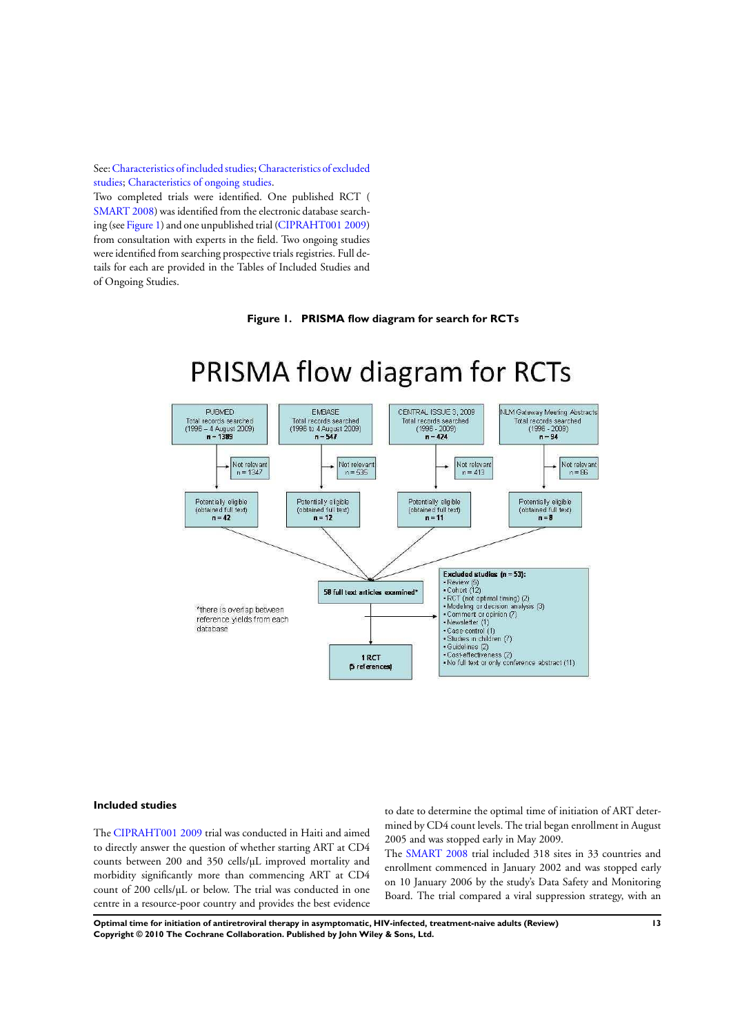See: Characteristics of included studies; Characteristics of excluded studies; Characteristics of ongoing studies.

Two completed trials were identified. One published RCT ( SMART 2008) was identified from the electronic database searching (see Figure 1) and one unpublished trial (CIPRAHT001 2009) from consultation with experts in the field. Two ongoing studies were identified from searching prospective trials registries. Full details for each are provided in the Tables of Included Studies and of Ongoing Studies.

**Figure 1. PRISMA flow diagram for search for RCTs**

PRISMA flow diagram for RCTs

PUBMED
Total records searched
(1996 – 4 August 2009)
n = 1389

EMBASE
Total records searched
(1996 to 4 August 2009)
n = 547

CENTRAL ISSUE 3, 2009
Total records searched
(1996 - 2009)
n = 424

NLM Gateway Meeting Abstracts
Total records searched
(1996 - 2009)
n = 94

Not relevant n = 1347

Not relevant n = 535

Not relevant n = 413

Not relevant n = 86

Potentially eligible (obtained full text) n = 42

Potentially eligible (obtained full text) n = 12

Potentially eligible (obtained full text) n = 11

Potentially eligible (obtained full text) n = 8

58 full text articles examined*

*there is overlap between reference yields from each database

Excluded studies (n = 53):
- Review (5)
- Cohort (12)
- RCT (not optimal timing) (2)
- Modeling or decision analysis (3)
- Comment or opinion (7)
- Newsletter (1)
- Case-control (1)
- Studies in children (7)
- Guidelines (2)
- Cost-effectiveness (2)
- No full text or only conference abstract (11)

1 RCT
(5 references)

### Included studies

The CIPRAHT001 2009 trial was conducted in Haiti and aimed to directly answer the question of whether starting ART at CD4 counts between 200 and 350 cells/µL improved mortality and morbidity significantly more than commencing ART at CD4 count of 200 cells/µL or below. The trial was conducted in one centre in a resource-poor country and provides the best evidence to date to determine the optimal time of initiation of ART determined by CD4 count levels. The trial began enrollment in August 2005 and was stopped early in May 2009.

The SMART 2008 trial included 318 sites in 33 countries and enrollment commenced in January 2002 and was stopped early on 10 January 2006 by the study's Data Safety and Monitoring Board. The trial compared a viral suppression strategy, with an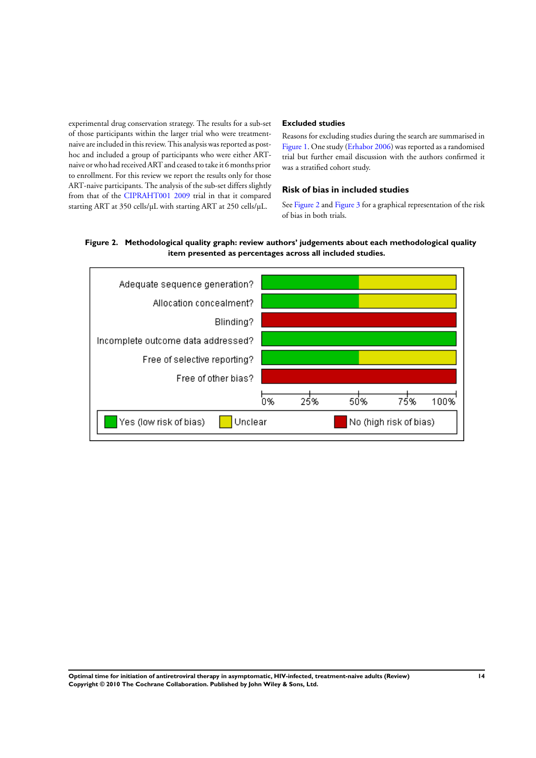experimental drug conservation strategy. The results for a sub-set of those participants within the larger trial who were treatment-naive are included in this review. This analysis was reported as post-hoc and included a group of participants who were either ART-naive or who had received ART and ceased to take it 6 months prior to enrollment. For this review we report the results only for those ART-naive participants. The analysis of the sub-set differs slightly from that of the CIPRAHT001 2009 trial in that it compared starting ART at 350 cells/µL with starting ART at 250 cells/µL.

### Excluded studies

Reasons for excluding studies during the search are summarised in Figure 1. One study (Erhabor 2006) was reported as a randomised trial but further email discussion with the authors confirmed it was a stratified cohort study.

## Risk of bias in included studies

See Figure 2 and Figure 3 for a graphical representation of the risk of bias in both trials.

**Figure 2. Methodological quality graph: review authors' judgements about each methodological quality item presented as percentages across all included studies.**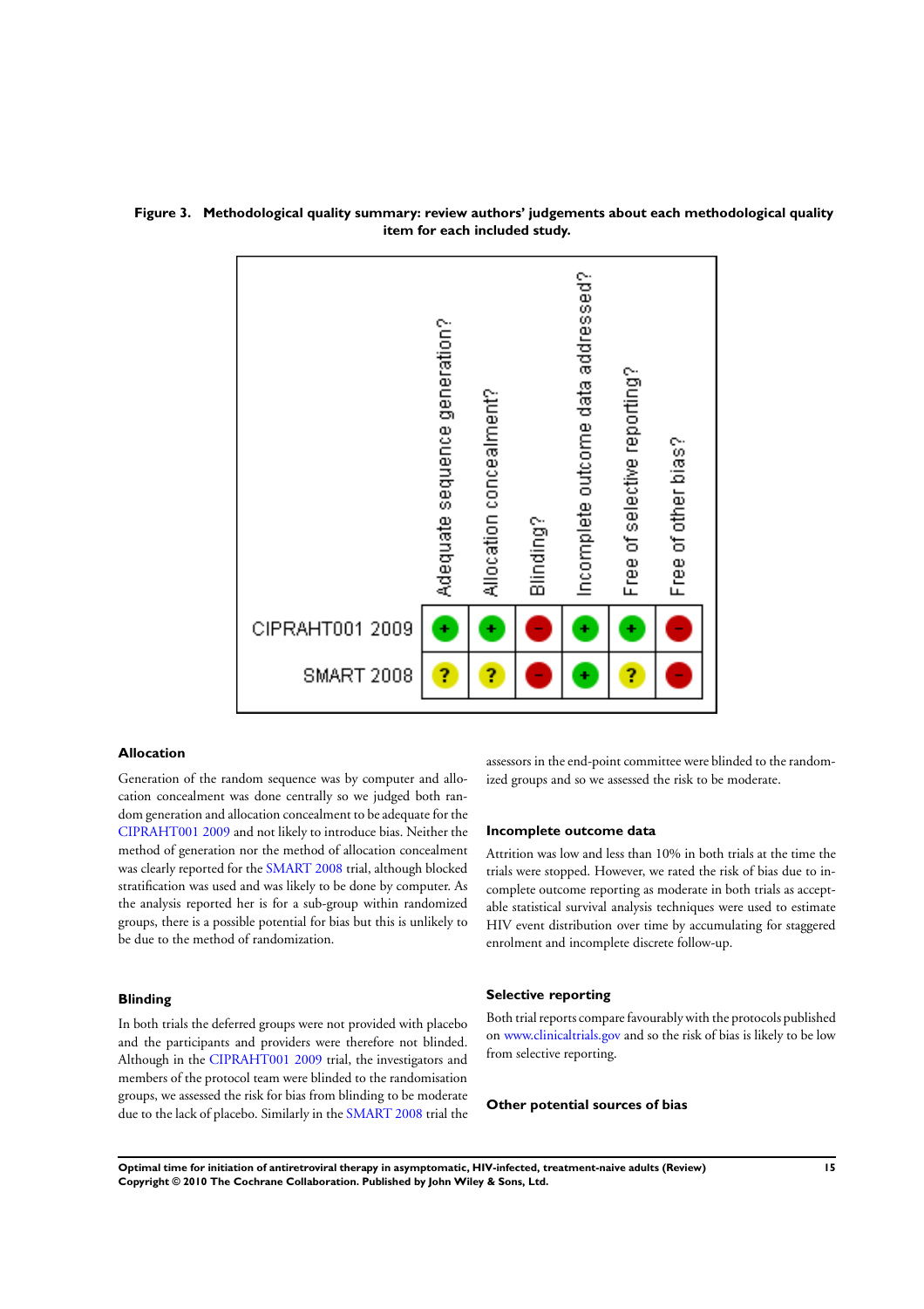**Figure 3. Methodological quality summary: review authors' judgements about each methodological quality item for each included study.**

| | Adequate sequence generation? | Allocation concealment? | Blinding? | Incomplete outcome data addressed? | Free of selective reporting? | Free of other bias? |
|---|---|---|---|---|---|---|
| CIPRAHT001 2009 | + | + | − | + | + | − |
| SMART 2008 | ? | ? | − | + | ? | − |

### Allocation

Generation of the random sequence was by computer and allocation concealment was done centrally so we judged both random generation and allocation concealment to be adequate for the CIPRAHT001 2009 and not likely to introduce bias. Neither the method of generation nor the method of allocation concealment was clearly reported for the SMART 2008 trial, although blocked stratification was used and was likely to be done by computer. As the analysis reported her is for a sub-group within randomized groups, there is a possible potential for bias but this is unlikely to be due to the method of randomization.

### Blinding

In both trials the deferred groups were not provided with placebo and the participants and providers were therefore not blinded. Although in the CIPRAHT001 2009 trial, the investigators and members of the protocol team were blinded to the randomisation groups, we assessed the risk for bias from blinding to be moderate due to the lack of placebo. Similarly in the SMART 2008 trial the assessors in the end-point committee were blinded to the randomized groups and so we assessed the risk to be moderate.

### Incomplete outcome data

Attrition was low and less than 10% in both trials at the time the trials were stopped. However, we rated the risk of bias due to incomplete outcome reporting as moderate in both trials as acceptable statistical survival analysis techniques were used to estimate HIV event distribution over time by accumulating for staggered enrolment and incomplete discrete follow-up.

### Selective reporting

Both trial reports compare favourably with the protocols published on www.clinicaltrials.gov and so the risk of bias is likely to be low from selective reporting.

### Other potential sources of bias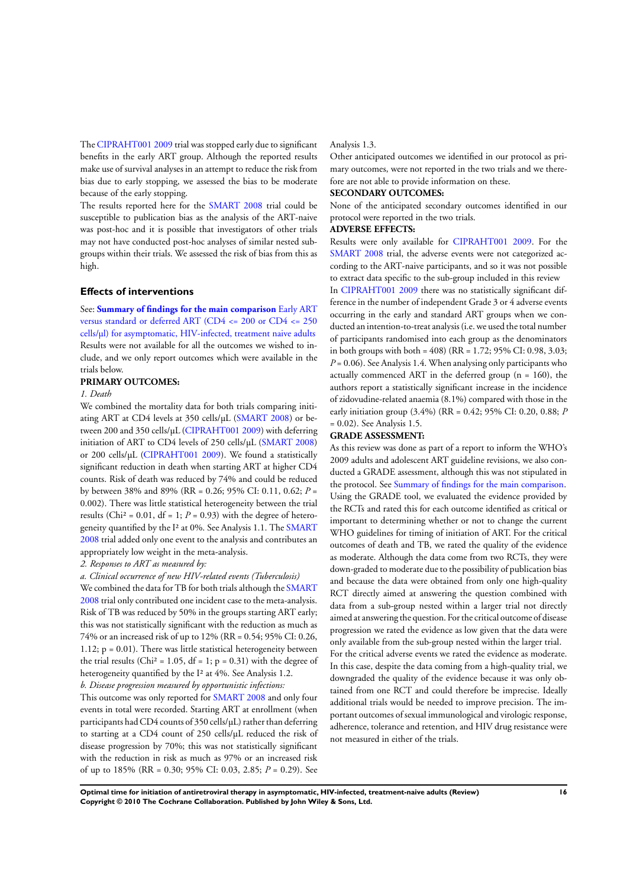The CIPRAHT001 2009 trial was stopped early due to significant benefits in the early ART group. Although the reported results make use of survival analyses in an attempt to reduce the risk from bias due to early stopping, we assessed the bias to be moderate because of the early stopping.

The results reported here for the SMART 2008 trial could be susceptible to publication bias as the analysis of the ART-naive was post-hoc and it is possible that investigators of other trials may not have conducted post-hoc analyses of similar nested subgroups within their trials. We assessed the risk of bias from this as high.

### Effects of interventions

See: **Summary of findings for the main comparison** Early ART versus standard or deferred ART (CD4 <= 200 or CD4 <= 250 cells/µl) for asymptomatic, HIV-infected, treatment naive adults

Results were not available for all the outcomes we wished to include, and we only report outcomes which were available in the trials below.

**PRIMARY OUTCOMES:**

*1. Death*

We combined the mortality data for both trials comparing initiating ART at CD4 levels at 350 cells/µL (SMART 2008) or between 200 and 350 cells/µL (CIPRAHT001 2009) with deferring initiation of ART to CD4 levels of 250 cells/µL (SMART 2008) or 200 cells/µL (CIPRAHT001 2009). We found a statistically significant reduction in death when starting ART at higher CD4 counts. Risk of death was reduced by 74% and could be reduced by between 38% and 89% (RR = 0.26; 95% CI: 0.11, 0.62; $P$ = 0.002). There was little statistical heterogeneity between the trial results ($Chi^2$ = 0.01, df = 1; $P$ = 0.93) with the degree of heterogeneity quantified by the $I^2$ at 0%. See Analysis 1.1. The SMART 2008 trial added only one event to the analysis and contributes an appropriately low weight in the meta-analysis.

*2. Responses to ART as measured by:*

*a. Clinical occurrence of new HIV-related events (Tuberculosis)*

We combined the data for TB for both trials although the SMART 2008 trial only contributed one incident case to the meta-analysis. Risk of TB was reduced by 50% in the groups starting ART early; this was not statistically significant with the reduction as much as 74% or an increased risk of up to 12% (RR = 0.54; 95% CI: 0.26, 1.12; p = 0.01). There was little statistical heterogeneity between the trial results ($Chi^2$ = 1.05, df = 1; p = 0.31) with the degree of heterogeneity quantified by the $I^2$ at 4%. See Analysis 1.2.

*b. Disease progression measured by opportunistic infections:*

This outcome was only reported for SMART 2008 and only four events in total were recorded. Starting ART at enrollment (when participants had CD4 counts of 350 cells/µL) rather than deferring to starting at a CD4 count of 250 cells/µL reduced the risk of disease progression by 70%; this was not statistically significant with the reduction in risk as much as 97% or an increased risk of up to 185% (RR = 0.30; 95% CI: 0.03, 2.85; $P$ = 0.29). See Analysis 1.3.

Other anticipated outcomes we identified in our protocol as primary outcomes, were not reported in the two trials and we therefore are not able to provide information on these.

**SECONDARY OUTCOMES:**

None of the anticipated secondary outcomes identified in our protocol were reported in the two trials.

**ADVERSE EFFECTS:**

Results were only available for CIPRAHT001 2009. For the SMART 2008 trial, the adverse events were not categorized according to the ART-naive participants, and so it was not possible to extract data specific to the sub-group included in this review

In CIPRAHT001 2009 there was no statistically significant difference in the number of independent Grade 3 or 4 adverse events occurring in the early and standard ART groups when we conducted an intention-to-treat analysis (i.e. we used the total number of participants randomised into each group as the denominators in both groups with both = 408) (RR = 1.72; 95% CI: 0.98, 3.03; $P$ = 0.06). See Analysis 1.4. When analysing only participants who actually commenced ART in the deferred group (n = 160), the authors report a statistically significant increase in the incidence of zidovudine-related anaemia (8.1%) compared with those in the early initiation group (3.4%) (RR = 0.42; 95% CI: 0.20, 0.88; $P$ = 0.02). See Analysis 1.5.

**GRADE ASSESSMENT:**

As this review was done as part of a report to inform the WHO's 2009 adults and adolescent ART guideline revisions, we also conducted a GRADE assessment, although this was not stipulated in the protocol. See Summary of findings for the main comparison. Using the GRADE tool, we evaluated the evidence provided by the RCTs and rated this for each outcome identified as critical or important to determining whether or not to change the current WHO guidelines for timing of initiation of ART. For the critical outcomes of death and TB, we rated the quality of the evidence as moderate. Although the data come from two RCTs, they were down-graded to moderate due to the possibility of publication bias and because the data were obtained from only one high-quality RCT directly aimed at answering the question combined with data from a sub-group nested within a larger trial not directly aimed at answering the question. For the critical outcome of disease progression we rated the evidence as low given that the data were only available from the sub-group nested within the larger trial.

For the critical adverse events we rated the evidence as moderate. In this case, despite the data coming from a high-quality trial, we downgraded the quality of the evidence because it was only obtained from one RCT and could therefore be imprecise. Ideally additional trials would be needed to improve precision. The important outcomes of sexual immunological and virologic response, adherence, tolerance and retention, and HIV drug resistance were not measured in either of the trials.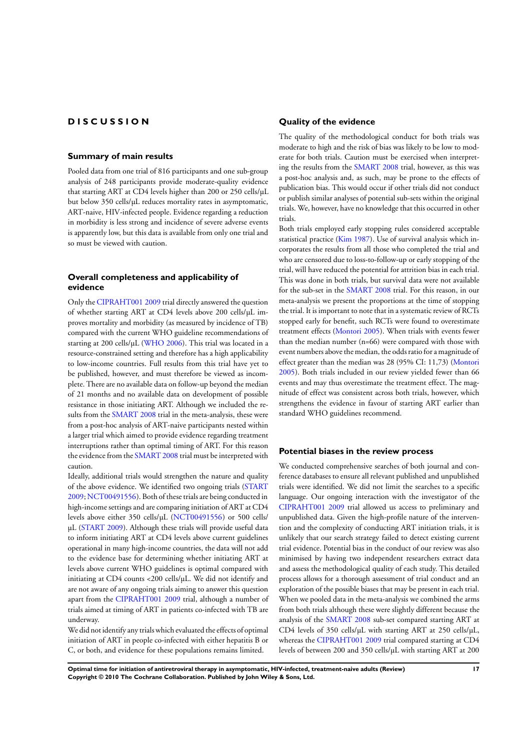# DISCUSSION

## Summary of main results

Pooled data from one trial of 816 participants and one sub-group analysis of 248 participants provide moderate-quality evidence that starting ART at CD4 levels higher than 200 or 250 cells/µL but below 350 cells/µL reduces mortality rates in asymptomatic, ART-naive, HIV-infected people. Evidence regarding a reduction in morbidity is less strong and incidence of severe adverse events is apparently low, but this data is available from only one trial and so must be viewed with caution.

## Overall completeness and applicability of evidence

Only the CIPRAHT001 2009 trial directly answered the question of whether starting ART at CD4 levels above 200 cells/µL improves mortality and morbidity (as measured by incidence of TB) compared with the current WHO guideline recommendations of starting at 200 cells/µL (WHO 2006). This trial was located in a resource-constrained setting and therefore has a high applicability to low-income countries. Full results from this trial have yet to be published, however, and must therefore be viewed as incomplete. There are no available data on follow-up beyond the median of 21 months and no available data on development of possible resistance in those initiating ART. Although we included the results from the SMART 2008 trial in the meta-analysis, these were from a post-hoc analysis of ART-naive participants nested within a larger trial which aimed to provide evidence regarding treatment interruptions rather than optimal timing of ART. For this reason the evidence from the SMART 2008 trial must be interpreted with caution.

Ideally, additional trials would strengthen the nature and quality of the above evidence. We identified two ongoing trials (START 2009; NCT00491556). Both of these trials are being conducted in high-income settings and are comparing initiation of ART at CD4 levels above either 350 cells/µL (NCT00491556) or 500 cells/µL (START 2009). Although these trials will provide useful data to inform initiating ART at CD4 levels above current guidelines operational in many high-income countries, the data will not add to the evidence base for determining whether initiating ART at levels above current WHO guidelines is optimal compared with initiating at CD4 counts <200 cells/µL. We did not identify and are not aware of any ongoing trials aiming to answer this question apart from the CIPRAHT001 2009 trial, although a number of trials aimed at timing of ART in patients co-infected with TB are underway.

We did not identify any trials which evaluated the effects of optimal initiation of ART in people co-infected with either hepatitis B or C, or both, and evidence for these populations remains limited.

## Quality of the evidence

The quality of the methodological conduct for both trials was moderate to high and the risk of bias was likely to be low to moderate for both trials. Caution must be exercised when interpreting the results from the SMART 2008 trial, however, as this was a post-hoc analysis and, as such, may be prone to the effects of publication bias. This would occur if other trials did not conduct or publish similar analyses of potential sub-sets within the original trials. We, however, have no knowledge that this occurred in other trials.

Both trials employed early stopping rules considered acceptable statistical practice (Kim 1987). Use of survival analysis which incorporates the results from all those who completed the trial and who are censored due to loss-to-follow-up or early stopping of the trial, will have reduced the potential for attrition bias in each trial. This was done in both trials, but survival data were not available for the sub-set in the SMART 2008 trial. For this reason, in our meta-analysis we present the proportions at the time of stopping the trial. It is important to note that in a systematic review of RCTs stopped early for benefit, such RCTs were found to overestimate treatment effects (Montori 2005). When trials with events fewer than the median number (n=66) were compared with those with event numbers above the median, the odds ratio for a magnitude of effect greater than the median was 28 (95% CI: 11,73) (Montori 2005). Both trials included in our review yielded fewer than 66 events and may thus overestimate the treatment effect. The magnitude of effect was consistent across both trials, however, which strengthens the evidence in favour of starting ART earlier than standard WHO guidelines recommend.

## Potential biases in the review process

We conducted comprehensive searches of both journal and conference databases to ensure all relevant published and unpublished trials were identified. We did not limit the searches to a specific language. Our ongoing interaction with the investigator of the CIPRAHT001 2009 trial allowed us access to preliminary and unpublished data. Given the high-profile nature of the intervention and the complexity of conducting ART initiation trials, it is unlikely that our search strategy failed to detect existing current trial evidence. Potential bias in the conduct of our review was also minimised by having two independent researchers extract data and assess the methodological quality of each study. This detailed process allows for a thorough assessment of trial conduct and an exploration of the possible biases that may be present in each trial. When we pooled data in the meta-analysis we combined the arms from both trials although these were slightly different because the analysis of the SMART 2008 sub-set compared starting ART at CD4 levels of 350 cells/µL with starting ART at 250 cells/µL, whereas the CIPRAHT001 2009 trial compared starting at CD4 levels of between 200 and 350 cells/µL with starting ART at 200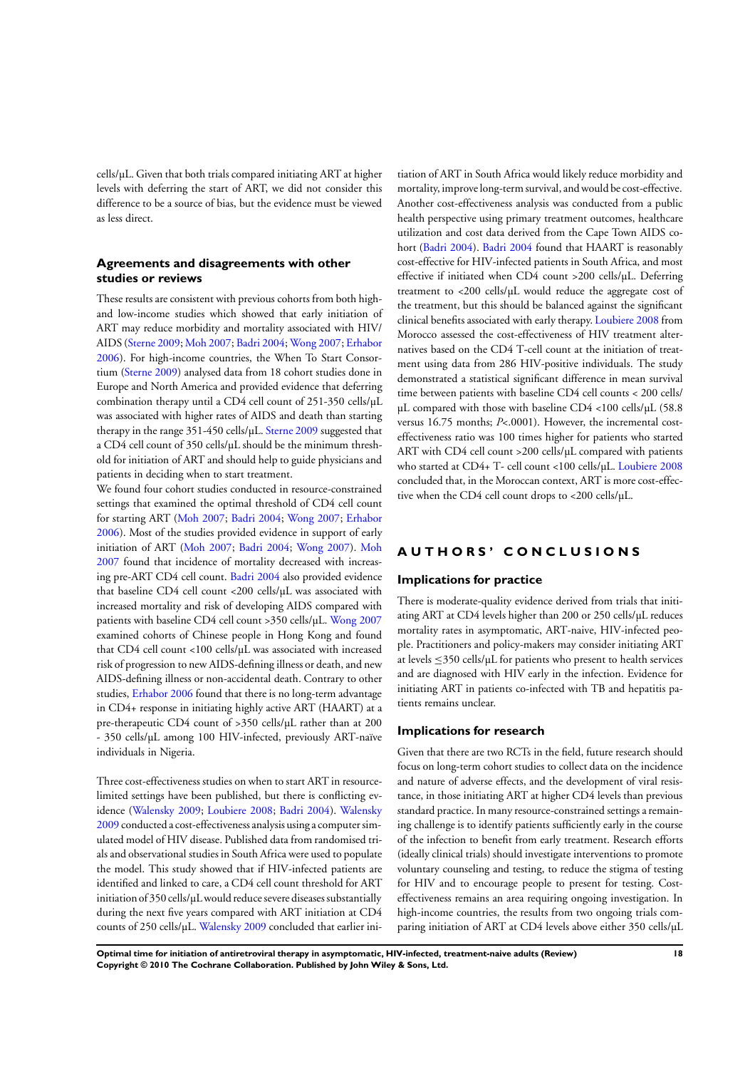cells/µL. Given that both trials compared initiating ART at higher levels with deferring the start of ART, we did not consider this difference to be a source of bias, but the evidence must be viewed as less direct.

### Agreements and disagreements with other studies or reviews

These results are consistent with previous cohorts from both high- and low-income studies which showed that early initiation of ART may reduce morbidity and mortality associated with HIV/AIDS (Sterne 2009; Moh 2007; Badri 2004; Wong 2007; Erhabor 2006). For high-income countries, the When To Start Consortium (Sterne 2009) analysed data from 18 cohort studies done in Europe and North America and provided evidence that deferring combination therapy until a CD4 cell count of 251-350 cells/µL was associated with higher rates of AIDS and death than starting therapy in the range 351-450 cells/µL. Sterne 2009 suggested that a CD4 cell count of 350 cells/µL should be the minimum threshold for initiation of ART and should help to guide physicians and patients in deciding when to start treatment.

We found four cohort studies conducted in resource-constrained settings that examined the optimal threshold of CD4 cell count for starting ART (Moh 2007; Badri 2004; Wong 2007; Erhabor 2006). Most of the studies provided evidence in support of early initiation of ART (Moh 2007; Badri 2004; Wong 2007). Moh 2007 found that incidence of mortality decreased with increasing pre-ART CD4 cell count. Badri 2004 also provided evidence that baseline CD4 cell count <200 cells/µL was associated with increased mortality and risk of developing AIDS compared with patients with baseline CD4 cell count >350 cells/µL. Wong 2007 examined cohorts of Chinese people in Hong Kong and found that CD4 cell count <100 cells/µL was associated with increased risk of progression to new AIDS-defining illness or death, and new AIDS-defining illness or non-accidental death. Contrary to other studies, Erhabor 2006 found that there is no long-term advantage in CD4+ response in initiating highly active ART (HAART) at a pre-therapeutic CD4 count of >350 cells/µL rather than at 200 - 350 cells/µL among 100 HIV-infected, previously ART-naïve individuals in Nigeria.

Three cost-effectiveness studies on when to start ART in resource-limited settings have been published, but there is conflicting evidence (Walensky 2009; Loubiere 2008; Badri 2004). Walensky 2009 conducted a cost-effectiveness analysis using a computer simulated model of HIV disease. Published data from randomised trials and observational studies in South Africa were used to populate the model. This study showed that if HIV-infected patients are identified and linked to care, a CD4 cell count threshold for ART initiation of 350 cells/µL would reduce severe diseases substantially during the next five years compared with ART initiation at CD4 counts of 250 cells/µL. Walensky 2009 concluded that earlier initiation of ART in South Africa would likely reduce morbidity and mortality, improve long-term survival, and would be cost-effective. Another cost-effectiveness analysis was conducted from a public health perspective using primary treatment outcomes, healthcare utilization and cost data derived from the Cape Town AIDS cohort (Badri 2004). Badri 2004 found that HAART is reasonably cost-effective for HIV-infected patients in South Africa, and most effective if initiated when CD4 count >200 cells/µL. Deferring treatment to <200 cells/µL would reduce the aggregate cost of the treatment, but this should be balanced against the significant clinical benefits associated with early therapy. Loubiere 2008 from Morocco assessed the cost-effectiveness of HIV treatment alternatives based on the CD4 T-cell count at the initiation of treatment using data from 286 HIV-positive individuals. The study demonstrated a statistical significant difference in mean survival time between patients with baseline CD4 cell counts < 200 cells/µL compared with those with baseline CD4 <100 cells/µL (58.8 versus 16.75 months; *P*<.0001). However, the incremental cost-effectiveness ratio was 100 times higher for patients who started ART with CD4 cell count >200 cells/µL compared with patients who started at CD4+ T- cell count <100 cells/µL. Loubiere 2008 concluded that, in the Moroccan context, ART is more cost-effective when the CD4 cell count drops to <200 cells/µL.

## AUTHORS' CONCLUSIONS

### Implications for practice

There is moderate-quality evidence derived from trials that initiating ART at CD4 levels higher than 200 or 250 cells/µL reduces mortality rates in asymptomatic, ART-naive, HIV-infected people. Practitioners and policy-makers may consider initiating ART at levels ≤350 cells/µL for patients who present to health services and are diagnosed with HIV early in the infection. Evidence for initiating ART in patients co-infected with TB and hepatitis patients remains unclear.

### Implications for research

Given that there are two RCTs in the field, future research should focus on long-term cohort studies to collect data on the incidence and nature of adverse effects, and the development of viral resistance, in those initiating ART at higher CD4 levels than previous standard practice. In many resource-constrained settings a remaining challenge is to identify patients sufficiently early in the course of the infection to benefit from early treatment. Research efforts (ideally clinical trials) should investigate interventions to promote voluntary counseling and testing, to reduce the stigma of testing for HIV and to encourage people to present for testing. Cost-effectiveness remains an area requiring ongoing investigation. In high-income countries, the results from two ongoing trials comparing initiation of ART at CD4 levels above either 350 cells/µL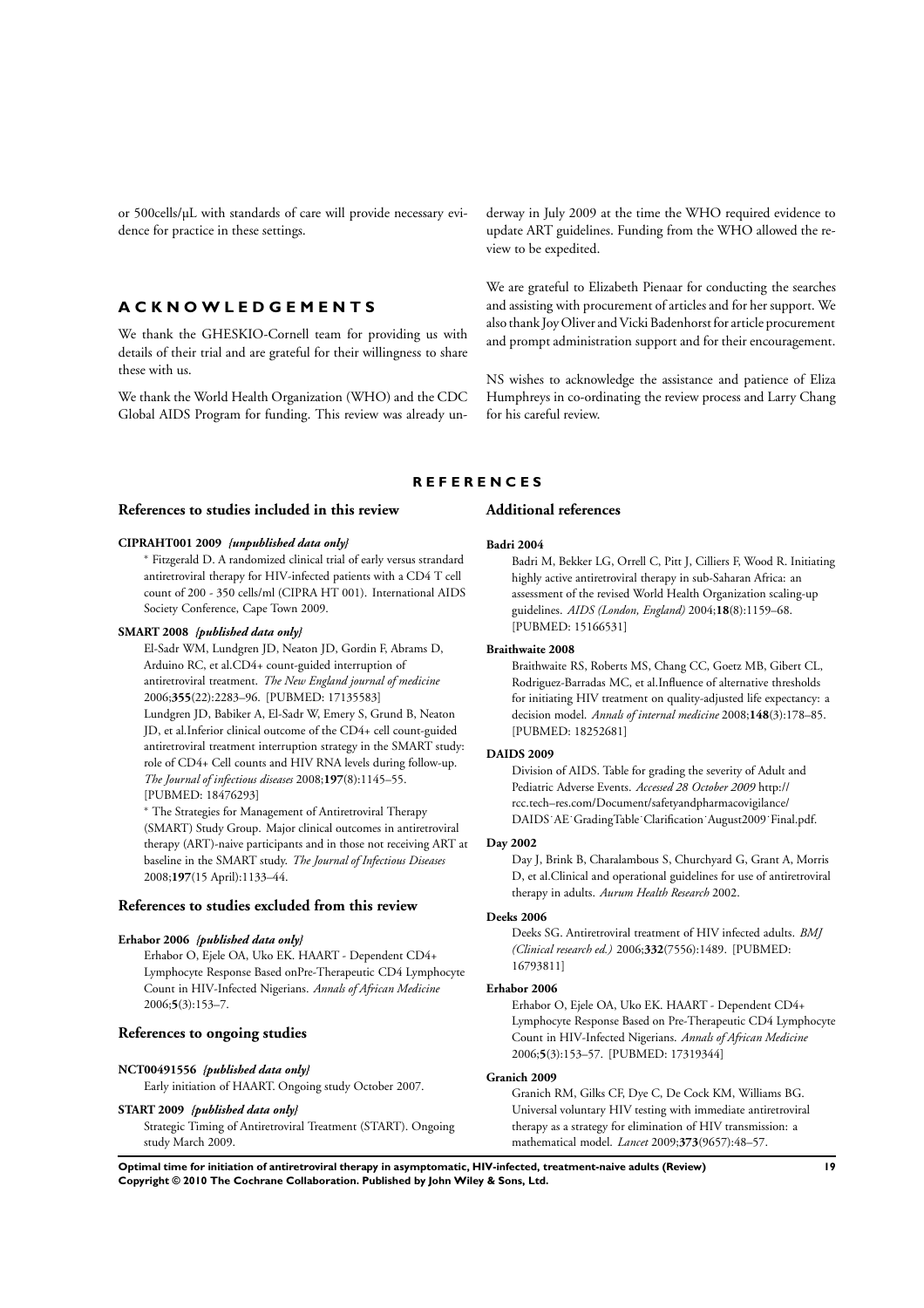or 500cells/µL with standards of care will provide necessary evidence for practice in these settings.

# ACKNOWLEDGEMENTS

We thank the GHESKIO-Cornell team for providing us with details of their trial and are grateful for their willingness to share these with us.

We thank the World Health Organization (WHO) and the CDC Global AIDS Program for funding. This review was already underway in July 2009 at the time the WHO required evidence to update ART guidelines. Funding from the WHO allowed the review to be expedited.

We are grateful to Elizabeth Pienaar for conducting the searches and assisting with procurement of articles and for her support. We also thank Joy Oliver and Vicki Badenhorst for article procurement and prompt administration support and for their encouragement.

NS wishes to acknowledge the assistance and patience of Eliza Humphreys in co-ordinating the review process and Larry Chang for his careful review.

# REFERENCES

## References to studies included in this review

**CIPRAHT001 2009** *{unpublished data only}*

\* Fitzgerald D. A randomized clinical trial of early versus strandard antiretroviral therapy for HIV-infected patients with a CD4 T cell count of 200 - 350 cells/ml (CIPRA HT 001). International AIDS Society Conference, Cape Town 2009.

**SMART 2008** *{published data only}*

El-Sadr WM, Lundgren JD, Neaton JD, Gordin F, Abrams D, Arduino RC, et al.CD4+ count-guided interruption of antiretroviral treatment. *The New England journal of medicine* 2006;**355**(22):2283–96. [PUBMED: 17135583]

Lundgren JD, Babiker A, El-Sadr W, Emery S, Grund B, Neaton JD, et al.Inferior clinical outcome of the CD4+ cell count-guided antiretroviral treatment interruption strategy in the SMART study: role of CD4+ Cell counts and HIV RNA levels during follow-up. *The Journal of infectious diseases* 2008;**197**(8):1145–55. [PUBMED: 18476293]

\* The Strategies for Management of Antiretroviral Therapy (SMART) Study Group. Major clinical outcomes in antiretroviral therapy (ART)-naive participants and in those not receiving ART at baseline in the SMART study. *The Journal of Infectious Diseases* 2008;**197**(15 April):1133–44.

## References to studies excluded from this review

**Erhabor 2006** *{published data only}*

Erhabor O, Ejele OA, Uko EK. HAART - Dependent CD4+ Lymphocyte Response Based onPre-Therapeutic CD4 Lymphocyte Count in HIV-Infected Nigerians. *Annals of African Medicine* 2006;**5**(3):153–7.

## References to ongoing studies

**NCT00491556** *{published data only}*

Early initiation of HAART. Ongoing study October 2007.

**START 2009** *{published data only}*

Strategic Timing of Antiretroviral Treatment (START). Ongoing study March 2009.

## Additional references

**Badri 2004**

Badri M, Bekker LG, Orrell C, Pitt J, Cilliers F, Wood R. Initiating highly active antiretroviral therapy in sub-Saharan Africa: an assessment of the revised World Health Organization scaling-up guidelines. *AIDS (London, England)* 2004;**18**(8):1159–68. [PUBMED: 15166531]

**Braithwaite 2008**

Braithwaite RS, Roberts MS, Chang CC, Goetz MB, Gibert CL, Rodriguez-Barradas MC, et al.Influence of alternative thresholds for initiating HIV treatment on quality-adjusted life expectancy: a decision model. *Annals of internal medicine* 2008;**148**(3):178–85. [PUBMED: 18252681]

**DAIDS 2009**

Division of AIDS. Table for grading the severity of Adult and Pediatric Adverse Events. *Accessed 28 October 2009* http://rcc.tech–res.com/Document/safetyandpharmacovigilance/DAIDS˙AE˙GradingTable˙Clarification˙August2009˙Final.pdf.

**Day 2002**

Day J, Brink B, Charalambous S, Churchyard G, Grant A, Morris D, et al.Clinical and operational guidelines for use of antiretroviral therapy in adults. *Aurum Health Research* 2002.

**Deeks 2006**

Deeks SG. Antiretroviral treatment of HIV infected adults. *BMJ (Clinical research ed.)* 2006;**332**(7556):1489. [PUBMED: 16793811]

**Erhabor 2006**

Erhabor O, Ejele OA, Uko EK. HAART - Dependent CD4+ Lymphocyte Response Based on Pre-Therapeutic CD4 Lymphocyte Count in HIV-Infected Nigerians. *Annals of African Medicine* 2006;**5**(3):153–57. [PUBMED: 17319344]

**Granich 2009**

Granich RM, Gilks CF, Dye C, De Cock KM, Williams BG. Universal voluntary HIV testing with immediate antiretroviral therapy as a strategy for elimination of HIV transmission: a mathematical model. *Lancet* 2009;**373**(9657):48–57.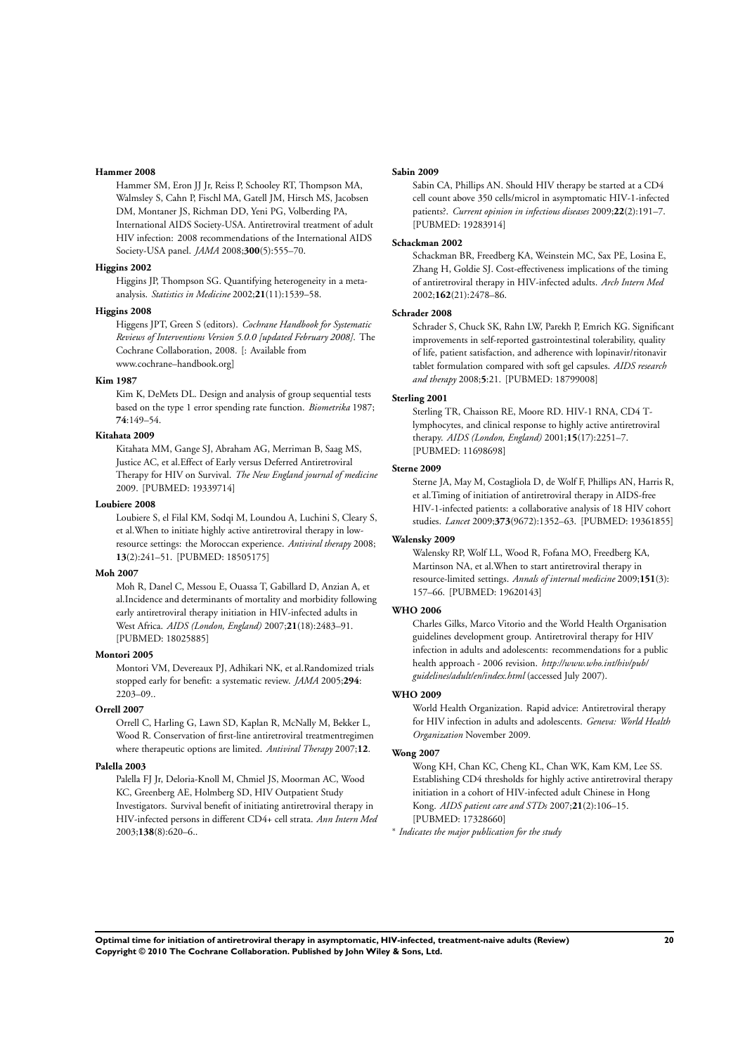**Hammer 2008**

Hammer SM, Eron JJ Jr, Reiss P, Schooley RT, Thompson MA, Walmsley S, Cahn P, Fischl MA, Gatell JM, Hirsch MS, Jacobsen DM, Montaner JS, Richman DD, Yeni PG, Volberding PA, International AIDS Society-USA. Antiretroviral treatment of adult HIV infection: 2008 recommendations of the International AIDS Society-USA panel. *JAMA* 2008;**300**(5):555–70.

**Higgins 2002**

Higgins JP, Thompson SG. Quantifying heterogeneity in a meta-analysis. *Statistics in Medicine* 2002;**21**(11):1539–58.

**Higgins 2008**

Higgens JPT, Green S (editors). *Cochrane Handbook for Systematic Reviews of Interventions Version 5.0.0 [updated February 2008]*. The Cochrane Collaboration, 2008. [: Available from www.cochrane–handbook.org]

**Kim 1987**

Kim K, DeMets DL. Design and analysis of group sequential tests based on the type 1 error spending rate function. *Biometrika* 1987; **74**:149–54.

**Kitahata 2009**

Kitahata MM, Gange SJ, Abraham AG, Merriman B, Saag MS, Justice AC, et al.Effect of Early versus Deferred Antiretroviral Therapy for HIV on Survival. *The New England journal of medicine* 2009. [PUBMED: 19339714]

**Loubiere 2008**

Loubiere S, el Filal KM, Sodqi M, Loundou A, Luchini S, Cleary S, et al.When to initiate highly active antiretroviral therapy in low-resource settings: the Moroccan experience. *Antiviral therapy* 2008; **13**(2):241–51. [PUBMED: 18505175]

**Moh 2007**

Moh R, Danel C, Messou E, Ouassa T, Gabillard D, Anzian A, et al.Incidence and determinants of mortality and morbidity following early antiretroviral therapy initiation in HIV-infected adults in West Africa. *AIDS (London, England)* 2007;**21**(18):2483–91. [PUBMED: 18025885]

**Montori 2005**

Montori VM, Devereaux PJ, Adhikari NK, et al.Randomized trials stopped early for benefit: a systematic review. *JAMA* 2005;**294**: 2203–09..

**Orrell 2007**

Orrell C, Harling G, Lawn SD, Kaplan R, McNally M, Bekker L, Wood R. Conservation of first-line antiretroviral treatmentregimen where therapeutic options are limited. *Antiviral Therapy* 2007;**12**.

**Palella 2003**

Palella FJ Jr, Deloria-Knoll M, Chmiel JS, Moorman AC, Wood KC, Greenberg AE, Holmberg SD, HIV Outpatient Study Investigators. Survival benefit of initiating antiretroviral therapy in HIV-infected persons in different CD4+ cell strata. *Ann Intern Med* 2003;**138**(8):620–6..

**Sabin 2009**

Sabin CA, Phillips AN. Should HIV therapy be started at a CD4 cell count above 350 cells/microl in asymptomatic HIV-1-infected patients?. *Current opinion in infectious diseases* 2009;**22**(2):191–7. [PUBMED: 19283914]

**Schackman 2002**

Schackman BR, Freedberg KA, Weinstein MC, Sax PE, Losina E, Zhang H, Goldie SJ. Cost-effectiveness implications of the timing of antiretroviral therapy in HIV-infected adults. *Arch Intern Med* 2002;**162**(21):2478–86.

**Schrader 2008**

Schrader S, Chuck SK, Rahn LW, Parekh P, Emrich KG. Significant improvements in self-reported gastrointestinal tolerability, quality of life, patient satisfaction, and adherence with lopinavir/ritonavir tablet formulation compared with soft gel capsules. *AIDS research and therapy* 2008;**5**:21. [PUBMED: 18799008]

**Sterling 2001**

Sterling TR, Chaisson RE, Moore RD. HIV-1 RNA, CD4 T-lymphocytes, and clinical response to highly active antiretroviral therapy. *AIDS (London, England)* 2001;**15**(17):2251–7. [PUBMED: 11698698]

**Sterne 2009**

Sterne JA, May M, Costagliola D, de Wolf F, Phillips AN, Harris R, et al.Timing of initiation of antiretroviral therapy in AIDS-free HIV-1-infected patients: a collaborative analysis of 18 HIV cohort studies. *Lancet* 2009;**373**(9672):1352–63. [PUBMED: 19361855]

**Walensky 2009**

Walensky RP, Wolf LL, Wood R, Fofana MO, Freedberg KA, Martinson NA, et al.When to start antiretroviral therapy in resource-limited settings. *Annals of internal medicine* 2009;**151**(3): 157–66. [PUBMED: 19620143]

**WHO 2006**

Charles Gilks, Marco Vitorio and the World Health Organisation guidelines development group. Antiretroviral therapy for HIV infection in adults and adolescents: recommendations for a public health approach - 2006 revision. *http://www.who.int/hiv/pub/guidelines/adult/en/index.html* (accessed July 2007).

**WHO 2009**

World Health Organization. Rapid advice: Antiretroviral therapy for HIV infection in adults and adolescents. *Geneva: World Health Organization* November 2009.

**Wong 2007**

Wong KH, Chan KC, Cheng KL, Chan WK, Kam KM, Lee SS. Establishing CD4 thresholds for highly active antiretroviral therapy initiation in a cohort of HIV-infected adult Chinese in Hong Kong. *AIDS patient care and STDs* 2007;**21**(2):106–15. [PUBMED: 17328660]

* *Indicates the major publication for the study*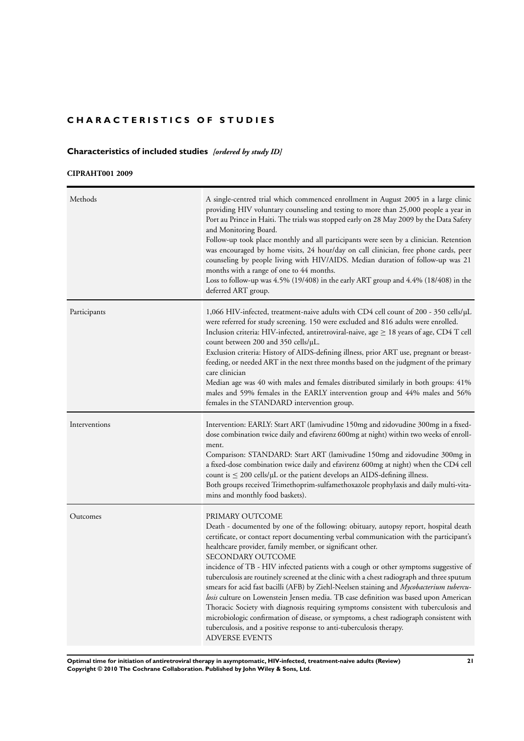# CHARACTERISTICS OF STUDIES

## Characteristics of included studies *[ordered by study ID]*

### CIPRAHT001 2009

| | |
|---|---|
| Methods | A single-centred trial which commenced enrollment in August 2005 in a large clinic providing HIV voluntary counseling and testing to more than 25,000 people a year in Port au Prince in Haiti. The trials was stopped early on 28 May 2009 by the Data Safety and Monitoring Board.<br>Follow-up took place monthly and all participants were seen by a clinician. Retention was encouraged by home visits, 24 hour/day on call clinician, free phone cards, peer counseling by people living with HIV/AIDS. Median duration of follow-up was 21 months with a range of one to 44 months.<br>Loss to follow-up was 4.5% (19/408) in the early ART group and 4.4% (18/408) in the deferred ART group. |
| Participants | 1,066 HIV-infected, treatment-naive adults with CD4 cell count of 200 - 350 cells/µL were referred for study screening. 150 were excluded and 816 adults were enrolled.<br>Inclusion criteria: HIV-infected, antiretroviral-naive, age ≥ 18 years of age, CD4 T cell count between 200 and 350 cells/µL.<br>Exclusion criteria: History of AIDS-defining illness, prior ART use, pregnant or breast-feeding, or needed ART in the next three months based on the judgment of the primary care clinician<br>Median age was 40 with males and females distributed similarly in both groups: 41% males and 59% females in the EARLY intervention group and 44% males and 56% females in the STANDARD intervention group. |
| Interventions | Intervention: EARLY: Start ART (lamivudine 150mg and zidovudine 300mg in a fixed-dose combination twice daily and efavirenz 600mg at night) within two weeks of enrollment.<br>Comparison: STANDARD: Start ART (lamivudine 150mg and zidovudine 300mg in a fixed-dose combination twice daily and efavirenz 600mg at night) when the CD4 cell count is ≤ 200 cells/µL or the patient develops an AIDS-defining illness.<br>Both groups received Trimethoprim-sulfamethoxazole prophylaxis and daily multi-vitamins and monthly food baskets). |
| Outcomes | PRIMARY OUTCOME<br>Death - documented by one of the following: obituary, autopsy report, hospital death certificate, or contact report documenting verbal communication with the participant's healthcare provider, family member, or significant other.<br>SECONDARY OUTCOME<br>incidence of TB - HIV infected patients with a cough or other symptoms suggestive of tuberculosis are routinely screened at the clinic with a chest radiograph and three sputum smears for acid fast bacilli (AFB) by Ziehl-Neelsen staining and *Mycobacterium tuberculosis* culture on Lowenstein Jensen media. TB case definition was based upon American Thoracic Society with diagnosis requiring symptoms consistent with tuberculosis and microbiologic confirmation of disease, or symptoms, a chest radiograph consistent with tuberculosis, and a positive response to anti-tuberculosis therapy.<br>ADVERSE EVENTS |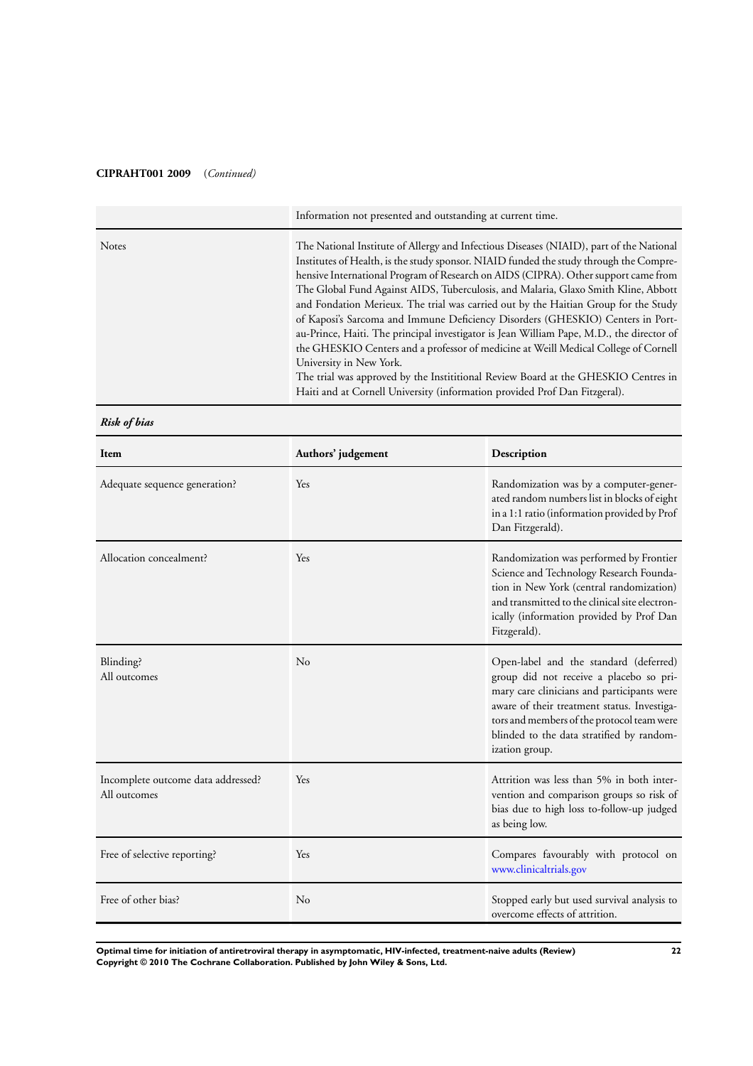**CIPRAHT001 2009** (*Continued*)

| | |
|---|---|
| | Information not presented and outstanding at current time. |
| Notes | The National Institute of Allergy and Infectious Diseases (NIAID), part of the National Institutes of Health, is the study sponsor. NIAID funded the study through the Comprehensive International Program of Research on AIDS (CIPRA). Other support came from The Global Fund Against AIDS, Tuberculosis, and Malaria, Glaxo Smith Kline, Abbott and Fondation Merieux. The trial was carried out by the Haitian Group for the Study of Kaposi's Sarcoma and Immune Deficiency Disorders (GHESKIO) Centers in Port-au-Prince, Haiti. The principal investigator is Jean William Pape, M.D., the director of the GHESKIO Centers and a professor of medicine at Weill Medical College of Cornell University in New York.<br>The trial was approved by the Instititional Review Board at the GHESKIO Centres in Haiti and at Cornell University (information provided Prof Dan Fitzgeral). |

***Risk of bias***

| Item | Authors' judgement | Description |
|---|---|---|
| Adequate sequence generation? | Yes | Randomization was by a computer-generated random numbers list in blocks of eight in a 1:1 ratio (information provided by Prof Dan Fitzgerald). |
| Allocation concealment? | Yes | Randomization was performed by Frontier Science and Technology Research Foundation in New York (central randomization) and transmitted to the clinical site electronically (information provided by Prof Dan Fitzgerald). |
| Blinding?<br>All outcomes | No | Open-label and the standard (deferred) group did not receive a placebo so primary care clinicians and participants were aware of their treatment status. Investigators and members of the protocol team were blinded to the data stratified by randomization group. |
| Incomplete outcome data addressed?<br>All outcomes | Yes | Attrition was less than 5% in both intervention and comparison groups so risk of bias due to high loss to-follow-up judged as being low. |
| Free of selective reporting? | Yes | Compares favourably with protocol on www.clinicaltrials.gov |
| Free of other bias? | No | Stopped early but used survival analysis to overcome effects of attrition. |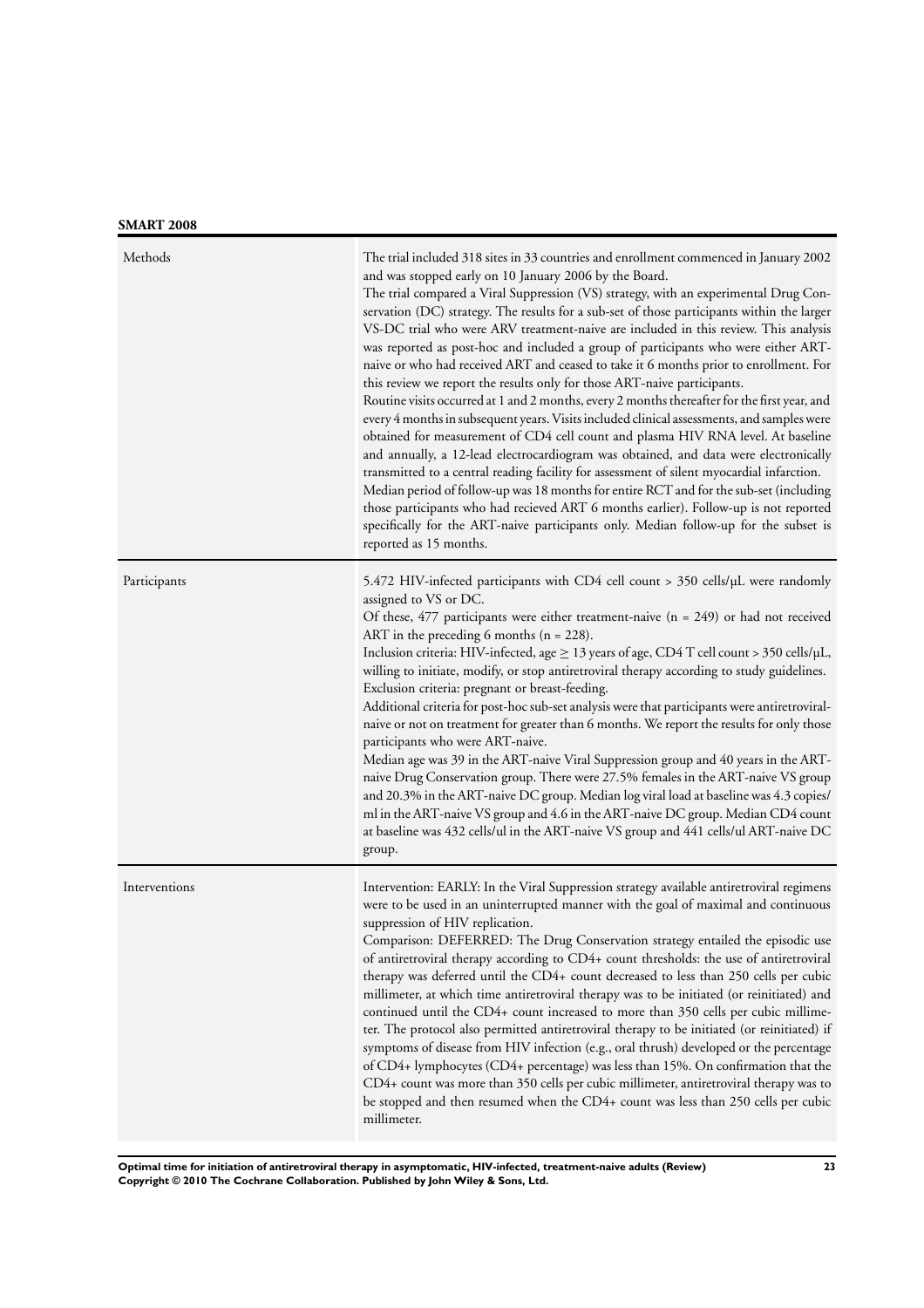**SMART 2008**

| | |
|---|---|
| Methods | The trial included 318 sites in 33 countries and enrollment commenced in January 2002 and was stopped early on 10 January 2006 by the Board.<br>The trial compared a Viral Suppression (VS) strategy, with an experimental Drug Conservation (DC) strategy. The results for a sub-set of those participants within the larger VS-DC trial who were ARV treatment-naive are included in this review. This analysis was reported as post-hoc and included a group of participants who were either ART-naive or who had received ART and ceased to take it 6 months prior to enrollment. For this review we report the results only for those ART-naive participants.<br>Routine visits occurred at 1 and 2 months, every 2 months thereafter for the first year, and every 4 months in subsequent years. Visits included clinical assessments, and samples were obtained for measurement of CD4 cell count and plasma HIV RNA level. At baseline and annually, a 12-lead electrocardiogram was obtained, and data were electronically transmitted to a central reading facility for assessment of silent myocardial infarction.<br>Median period of follow-up was 18 months for entire RCT and for the sub-set (including those participants who had recieved ART 6 months earlier). Follow-up is not reported specifically for the ART-naive participants only. Median follow-up for the subset is reported as 15 months. |
| Participants | 5.472 HIV-infected participants with CD4 cell count > 350 cells/µL were randomly assigned to VS or DC.<br>Of these, 477 participants were either treatment-naive (n = 249) or had not received ART in the preceding 6 months (n = 228).<br>Inclusion criteria: HIV-infected, age ≥ 13 years of age, CD4 T cell count > 350 cells/µL, willing to initiate, modify, or stop antiretroviral therapy according to study guidelines.<br>Exclusion criteria: pregnant or breast-feeding.<br>Additional criteria for post-hoc sub-set analysis were that participants were antiretroviral-naive or not on treatment for greater than 6 months. We report the results for only those participants who were ART-naive.<br>Median age was 39 in the ART-naive Viral Suppression group and 40 years in the ART-naive Drug Conservation group. There were 27.5% females in the ART-naive VS group and 20.3% in the ART-naive DC group. Median log viral load at baseline was 4.3 copies/ml in the ART-naive VS group and 4.6 in the ART-naive DC group. Median CD4 count at baseline was 432 cells/ul in the ART-naive VS group and 441 cells/ul ART-naive DC group. |
| Interventions | Intervention: EARLY: In the Viral Suppression strategy available antiretroviral regimens were to be used in an uninterrupted manner with the goal of maximal and continuous suppression of HIV replication.<br>Comparison: DEFERRED: The Drug Conservation strategy entailed the episodic use of antiretroviral therapy according to CD4+ count thresholds: the use of antiretroviral therapy was deferred until the CD4+ count decreased to less than 250 cells per cubic millimeter, at which time antiretroviral therapy was to be initiated (or reinitiated) and continued until the CD4+ count increased to more than 350 cells per cubic millimeter. The protocol also permitted antiretroviral therapy to be initiated (or reinitiated) if symptoms of disease from HIV infection (e.g., oral thrush) developed or the percentage of CD4+ lymphocytes (CD4+ percentage) was less than 15%. On confirmation that the CD4+ count was more than 350 cells per cubic millimeter, antiretroviral therapy was to be stopped and then resumed when the CD4+ count was less than 250 cells per cubic millimeter. |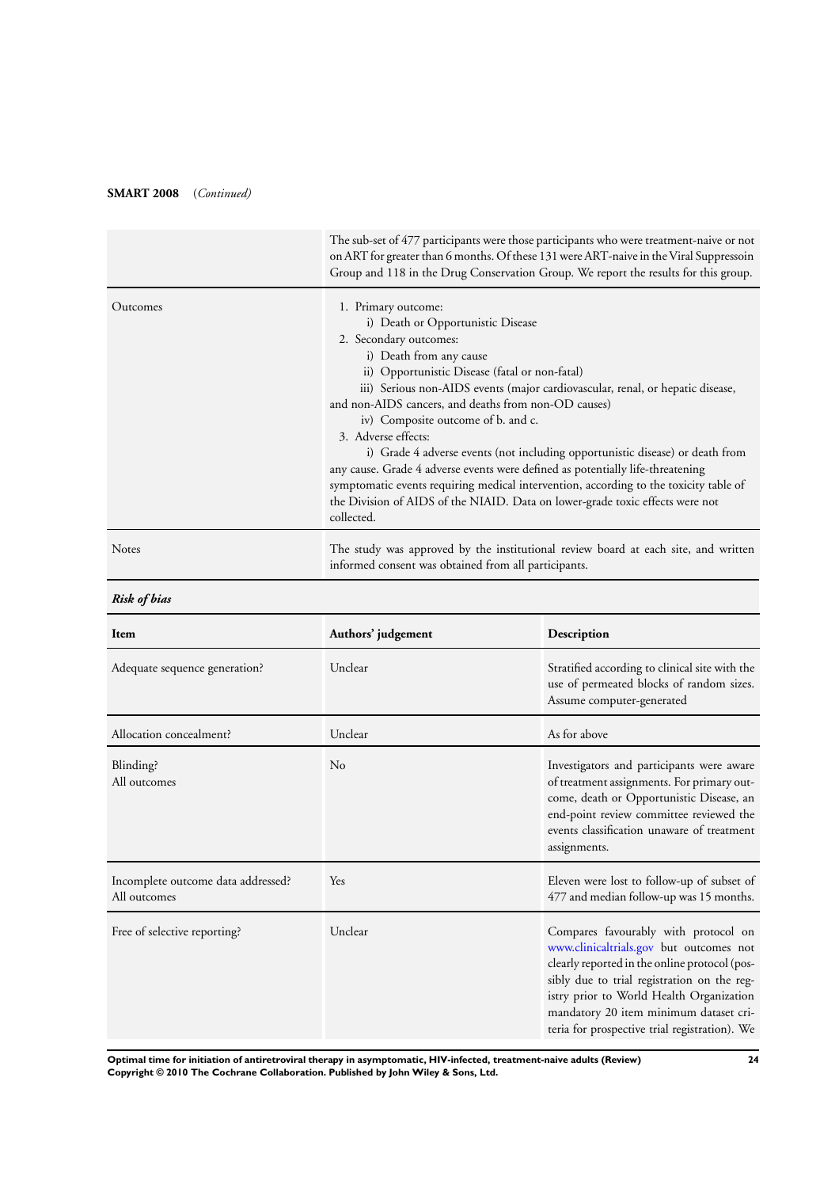**SMART 2008** *(Continued)*

| | |
|---|---|
| | The sub-set of 477 participants were those participants who were treatment-naive or not on ART for greater than 6 months. Of these 131 were ART-naive in the Viral Suppressoin Group and 118 in the Drug Conservation Group. We report the results for this group. |
| Outcomes | 1. Primary outcome:<br>i) Death or Opportunistic Disease<br>2. Secondary outcomes:<br>i) Death from any cause<br>ii) Opportunistic Disease (fatal or non-fatal)<br>iii) Serious non-AIDS events (major cardiovascular, renal, or hepatic disease, and non-AIDS cancers, and deaths from non-OD causes)<br>iv) Composite outcome of b. and c.<br>3. Adverse effects:<br>i) Grade 4 adverse events (not including opportunistic disease) or death from any cause. Grade 4 adverse events were defined as potentially life-threatening symptomatic events requiring medical intervention, according to the toxicity table of the Division of AIDS of the NIAID. Data on lower-grade toxic effects were not collected. |
| Notes | The study was approved by the institutional review board at each site, and written informed consent was obtained from all participants. |

***Risk of bias***

| Item | Authors' judgement | Description |
|---|---|---|
| Adequate sequence generation? | Unclear | Stratified according to clinical site with the use of permeated blocks of random sizes. Assume computer-generated |
| Allocation concealment? | Unclear | As for above |
| Blinding?<br>All outcomes | No | Investigators and participants were aware of treatment assignments. For primary outcome, death or Opportunistic Disease, an end-point review committee reviewed the events classification unaware of treatment assignments. |
| Incomplete outcome data addressed?<br>All outcomes | Yes | Eleven were lost to follow-up of subset of 477 and median follow-up was 15 months. |
| Free of selective reporting? | Unclear | Compares favourably with protocol on www.clinicaltrials.gov but outcomes not clearly reported in the online protocol (possibly due to trial registration on the registry prior to World Health Organization mandatory 20 item minimum dataset criteria for prospective trial registration). We |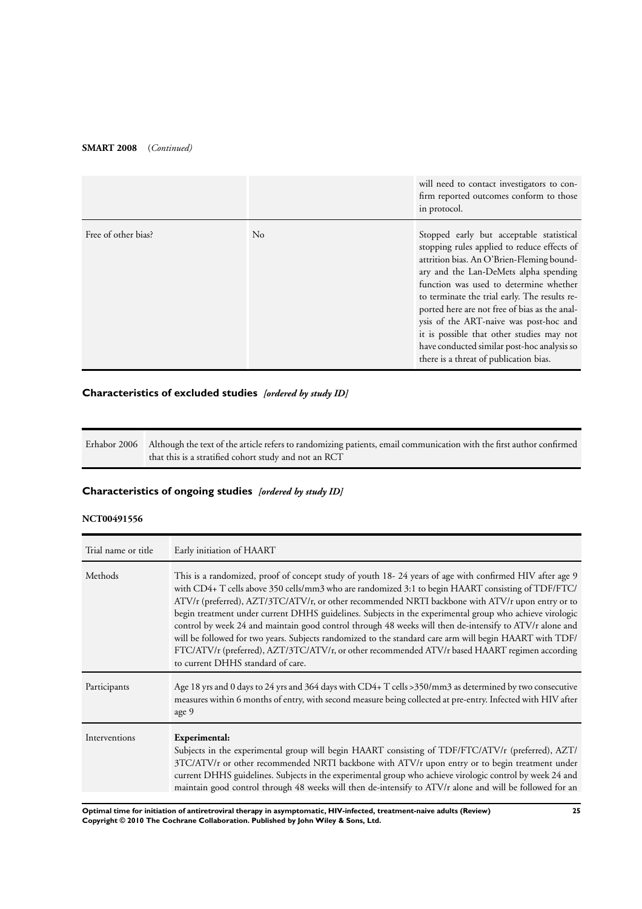**SMART 2008** (*Continued*)

| | | |
|---|---|---|
| | | will need to contact investigators to confirm reported outcomes conform to those in protocol. |
| Free of other bias? | No | Stopped early but acceptable statistical stopping rules applied to reduce effects of attrition bias. An O'Brien-Fleming boundary and the Lan-DeMets alpha spending function was used to determine whether to terminate the trial early. The results reported here are not free of bias as the analysis of the ART-naive was post-hoc and it is possible that other studies may not have conducted similar post-hoc analysis so there is a threat of publication bias. |

## Characteristics of excluded studies *[ordered by study ID]*

| | |
|---|---|
| Erhabor 2006 | Although the text of the article refers to randomizing patients, email communication with the first author confirmed that this is a stratified cohort study and not an RCT |

## Characteristics of ongoing studies *[ordered by study ID]*

**NCT00491556**

| | |
|---|---|
| Trial name or title | Early initiation of HAART |
| Methods | This is a randomized, proof of concept study of youth 18- 24 years of age with confirmed HIV after age 9 with CD4+ T cells above 350 cells/mm3 who are randomized 3:1 to begin HAART consisting of TDF/FTC/ATV/r (preferred), AZT/3TC/ATV/r, or other recommended NRTI backbone with ATV/r upon entry or to begin treatment under current DHHS guidelines. Subjects in the experimental group who achieve virologic control by week 24 and maintain good control through 48 weeks will then de-intensify to ATV/r alone and will be followed for two years. Subjects randomized to the standard care arm will begin HAART with TDF/FTC/ATV/r (preferred), AZT/3TC/ATV/r, or other recommended ATV/r based HAART regimen according to current DHHS standard of care. |
| Participants | Age 18 yrs and 0 days to 24 yrs and 364 days with CD4+ T cells >350/mm3 as determined by two consecutive measures within 6 months of entry, with second measure being collected at pre-entry. Infected with HIV after age 9 |
| Interventions | **Experimental:** <br> Subjects in the experimental group will begin HAART consisting of TDF/FTC/ATV/r (preferred), AZT/3TC/ATV/r or other recommended NRTI backbone with ATV/r upon entry or to begin treatment under current DHHS guidelines. Subjects in the experimental group who achieve virologic control by week 24 and maintain good control through 48 weeks will then de-intensify to ATV/r alone and will be followed for an |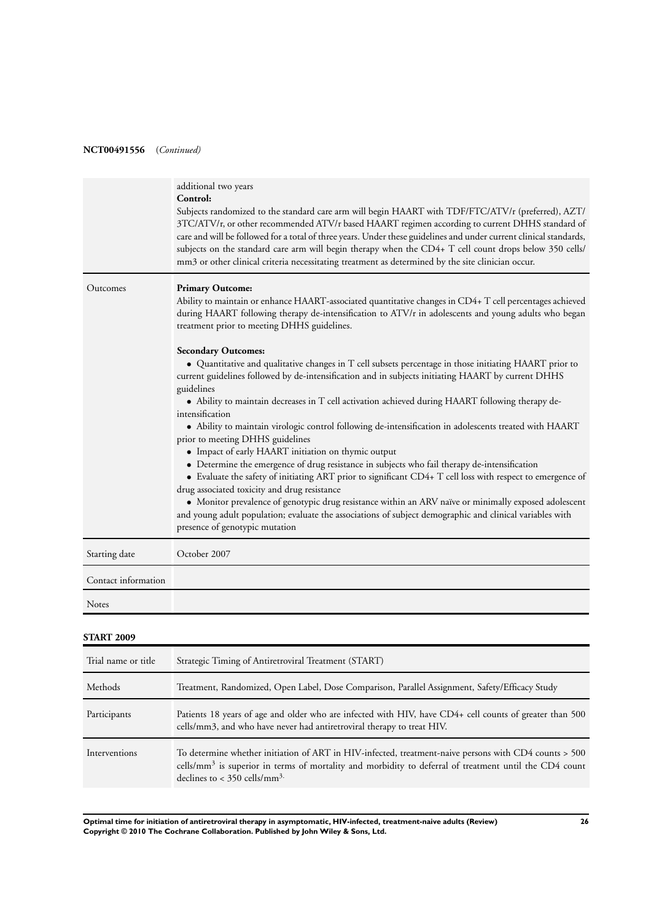**NCT00491556** (*Continued*)

| | |
|---|---|
| | additional two years<br>**Control:**<br>Subjects randomized to the standard care arm will begin HAART with TDF/FTC/ATV/r (preferred), AZT/3TC/ATV/r, or other recommended ATV/r based HAART regimen according to current DHHS standard of care and will be followed for a total of three years. Under these guidelines and under current clinical standards, subjects on the standard care arm will begin therapy when the CD4+ T cell count drops below 350 cells/mm3 or other clinical criteria necessitating treatment as determined by the site clinician occur. |
| Outcomes | **Primary Outcome:**<br>Ability to maintain or enhance HAART-associated quantitative changes in CD4+ T cell percentages achieved during HAART following therapy de-intensification to ATV/r in adolescents and young adults who began treatment prior to meeting DHHS guidelines.<br><br>**Secondary Outcomes:**<br>• Quantitative and qualitative changes in T cell subsets percentage in those initiating HAART prior to current guidelines followed by de-intensification and in subjects initiating HAART by current DHHS guidelines<br>• Ability to maintain decreases in T cell activation achieved during HAART following therapy de-intensification<br>• Ability to maintain virologic control following de-intensification in adolescents treated with HAART prior to meeting DHHS guidelines<br>• Impact of early HAART initiation on thymic output<br>• Determine the emergence of drug resistance in subjects who fail therapy de-intensification<br>• Evaluate the safety of initiating ART prior to significant CD4+ T cell loss with respect to emergence of drug associated toxicity and drug resistance<br>• Monitor prevalence of genotypic drug resistance within an ARV naïve or minimally exposed adolescent and young adult population; evaluate the associations of subject demographic and clinical variables with presence of genotypic mutation |
| Starting date | October 2007 |
| Contact information | |
| Notes | |

**START 2009**

| | |
|---|---|
| Trial name or title | Strategic Timing of Antiretroviral Treatment (START) |
| Methods | Treatment, Randomized, Open Label, Dose Comparison, Parallel Assignment, Safety/Efficacy Study |
| Participants | Patients 18 years of age and older who are infected with HIV, have CD4+ cell counts of greater than 500 cells/mm3, and who have never had antiretroviral therapy to treat HIV. |
| Interventions | To determine whether initiation of ART in HIV-infected, treatment-naive persons with CD4 counts > 500 cells/mm$^3$ is superior in terms of mortality and morbidity to deferral of treatment until the CD4 count declines to < 350 cells/mm$^3$. |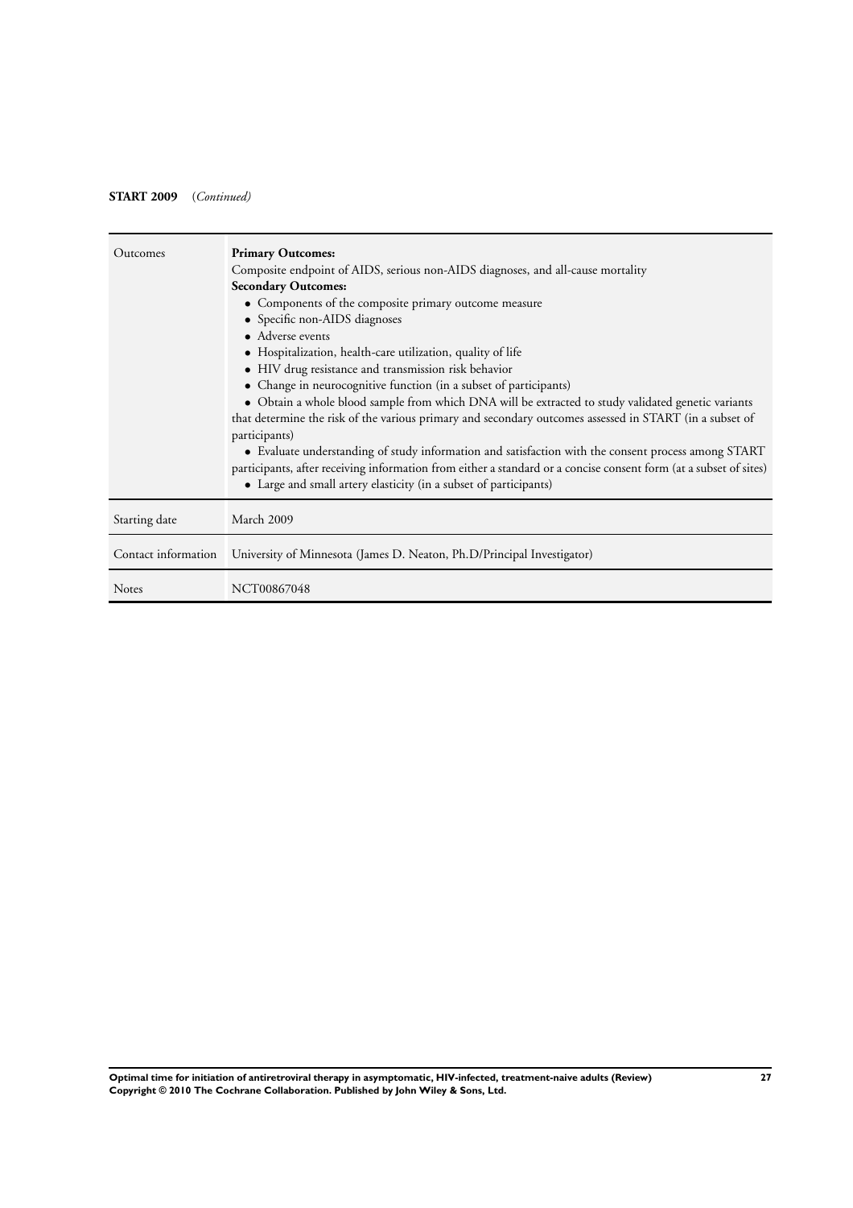**START 2009** (*Continued*)

| | |
|---|---|
| Outcomes | **Primary Outcomes:**<br>Composite endpoint of AIDS, serious non-AIDS diagnoses, and all-cause mortality<br>**Secondary Outcomes:**<br>• Components of the composite primary outcome measure<br>• Specific non-AIDS diagnoses<br>• Adverse events<br>• Hospitalization, health-care utilization, quality of life<br>• HIV drug resistance and transmission risk behavior<br>• Change in neurocognitive function (in a subset of participants)<br>• Obtain a whole blood sample from which DNA will be extracted to study validated genetic variants that determine the risk of the various primary and secondary outcomes assessed in START (in a subset of participants)<br>• Evaluate understanding of study information and satisfaction with the consent process among START participants, after receiving information from either a standard or a concise consent form (at a subset of sites)<br>• Large and small artery elasticity (in a subset of participants) |
| Starting date | March 2009 |
| Contact information | University of Minnesota (James D. Neaton, Ph.D/Principal Investigator) |
| Notes | NCT00867048 |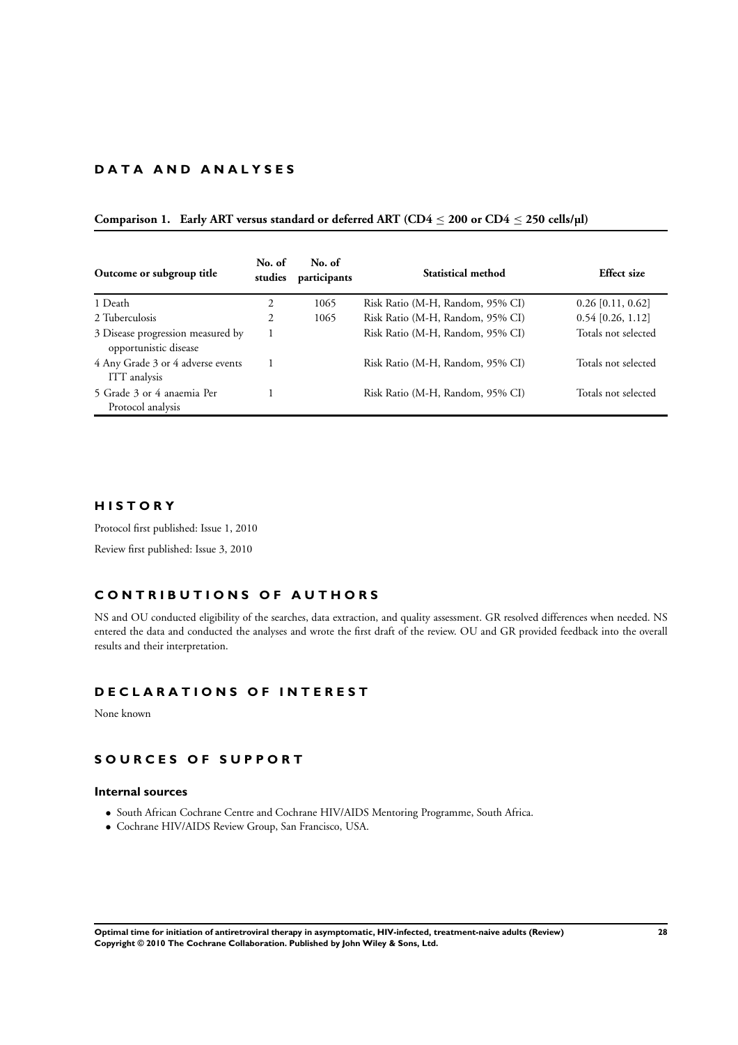# DATA AND ANALYSES

## Comparison 1. Early ART versus standard or deferred ART (CD4 $\leq$ 200 or CD4 $\leq$ 250 cells/µl)

| Outcome or subgroup title | No. of studies | No. of participants | Statistical method | Effect size |
|---|---|---|---|---|
| 1 Death | 2 | 1065 | Risk Ratio (M-H, Random, 95% CI) | 0.26 [0.11, 0.62] |
| 2 Tuberculosis | 2 | 1065 | Risk Ratio (M-H, Random, 95% CI) | 0.54 [0.26, 1.12] |
| 3 Disease progression measured by opportunistic disease | 1 | | Risk Ratio (M-H, Random, 95% CI) | Totals not selected |
| 4 Any Grade 3 or 4 adverse events ITT analysis | 1 | | Risk Ratio (M-H, Random, 95% CI) | Totals not selected |
| 5 Grade 3 or 4 anaemia Per Protocol analysis | 1 | | Risk Ratio (M-H, Random, 95% CI) | Totals not selected |

# HISTORY

Protocol first published: Issue 1, 2010

Review first published: Issue 3, 2010

# CONTRIBUTIONS OF AUTHORS

NS and OU conducted eligibility of the searches, data extraction, and quality assessment. GR resolved differences when needed. NS entered the data and conducted the analyses and wrote the first draft of the review. OU and GR provided feedback into the overall results and their interpretation.

# DECLARATIONS OF INTEREST

None known

# SOURCES OF SUPPORT

### Internal sources

- South African Cochrane Centre and Cochrane HIV/AIDS Mentoring Programme, South Africa.
- Cochrane HIV/AIDS Review Group, San Francisco, USA.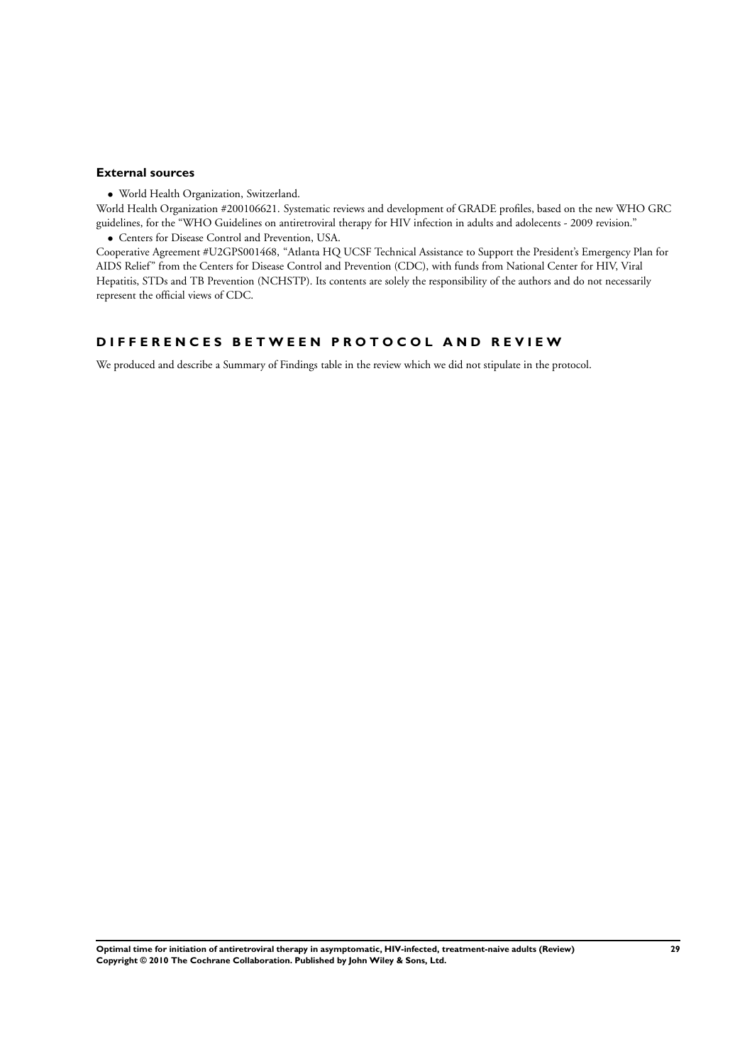### External sources

- World Health Organization, Switzerland.

World Health Organization #200106621. Systematic reviews and development of GRADE profiles, based on the new WHO GRC guidelines, for the "WHO Guidelines on antiretroviral therapy for HIV infection in adults and adolescents - 2009 revision."

- Centers for Disease Control and Prevention, USA.

Cooperative Agreement #U2GPS001468, "Atlanta HQ UCSF Technical Assistance to Support the President's Emergency Plan for AIDS Relief" from the Centers for Disease Control and Prevention (CDC), with funds from National Center for HIV, Viral Hepatitis, STDs and TB Prevention (NCHSTP). Its contents are solely the responsibility of the authors and do not necessarily represent the official views of CDC.

## DIFFERENCES BETWEEN PROTOCOL AND REVIEW

We produced and describe a Summary of Findings table in the review which we did not stipulate in the protocol.